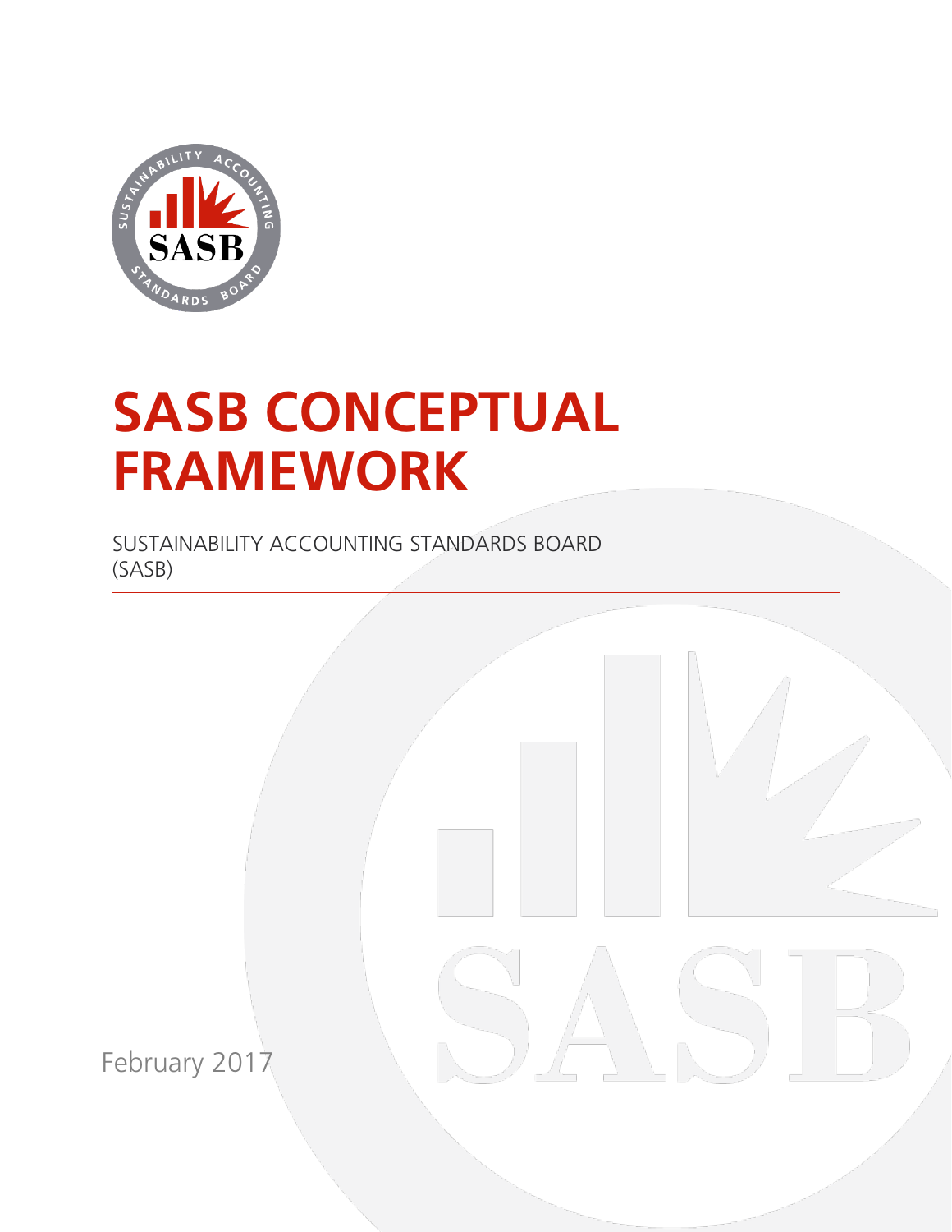# SASB CONCEPTUAL FRAMEWORK

SUSTAINABILITY ACCOUNTING STANDARDS BOARD (SASB)

February 2017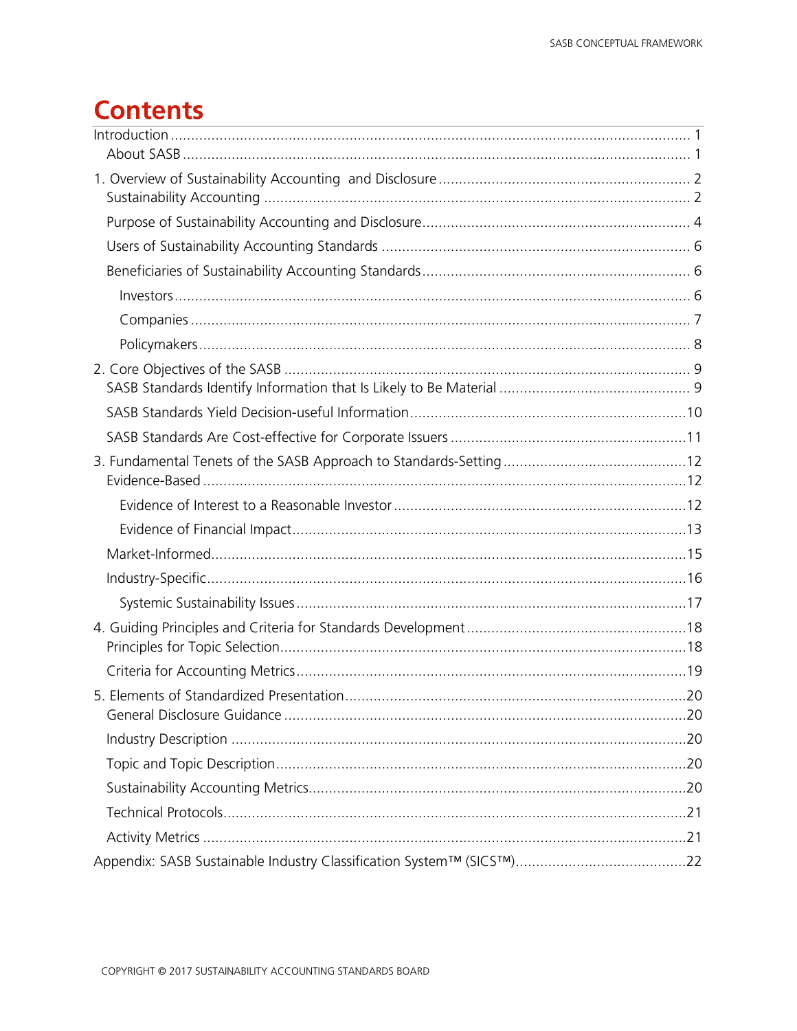# Contents

Introduction ..... 1

- About SASB ..... 1

1. Overview of Sustainability Accounting and Disclosure ..... 2
   - Sustainability Accounting ..... 2
   - Purpose of Sustainability Accounting and Disclosure ..... 4
   - Users of Sustainability Accounting Standards ..... 6
   - Beneficiaries of Sustainability Accounting Standards ..... 6
     - Investors ..... 6
     - Companies ..... 7
     - Policymakers ..... 8
2. Core Objectives of the SASB ..... 9
   - SASB Standards Identify Information that Is Likely to Be Material ..... 9
   - SASB Standards Yield Decision-useful Information ..... 10
   - SASB Standards Are Cost-effective for Corporate Issuers ..... 11
3. Fundamental Tenets of the SASB Approach to Standards-Setting ..... 12
   - Evidence-Based ..... 12
     - Evidence of Interest to a Reasonable Investor ..... 12
     - Evidence of Financial Impact ..... 13
   - Market-Informed ..... 15
   - Industry-Specific ..... 16
     - Systemic Sustainability Issues ..... 17
4. Guiding Principles and Criteria for Standards Development ..... 18
   - Principles for Topic Selection ..... 18
   - Criteria for Accounting Metrics ..... 19
5. Elements of Standardized Presentation ..... 20
   - General Disclosure Guidance ..... 20
   - Industry Description ..... 20
   - Topic and Topic Description ..... 20
   - Sustainability Accounting Metrics ..... 20
   - Technical Protocols ..... 21
   - Activity Metrics ..... 21

Appendix: SASB Sustainable Industry Classification System™ (SICS™) ..... 22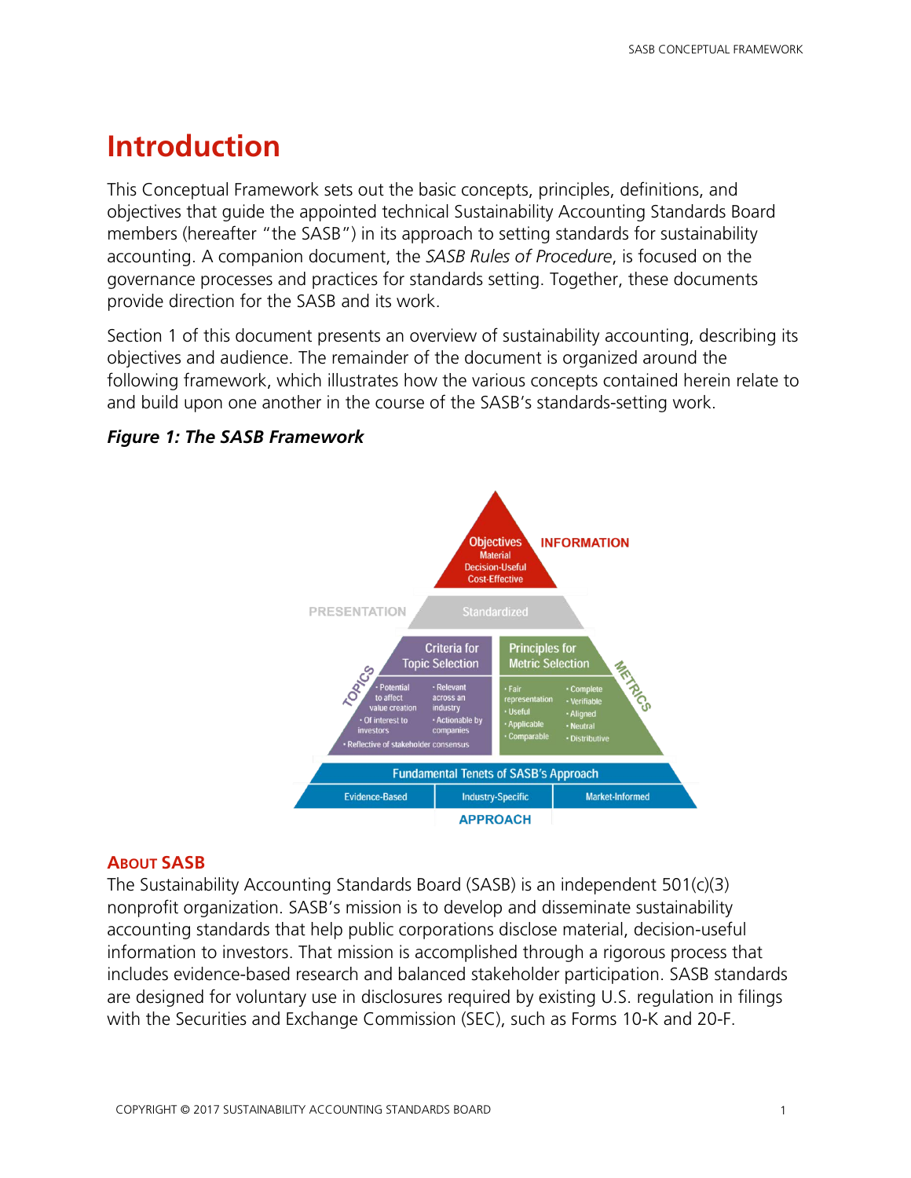# Introduction

This Conceptual Framework sets out the basic concepts, principles, definitions, and objectives that guide the appointed technical Sustainability Accounting Standards Board members (hereafter "the SASB") in its approach to setting standards for sustainability accounting. A companion document, the *SASB Rules of Procedure*, is focused on the governance processes and practices for standards setting. Together, these documents provide direction for the SASB and its work.

Section 1 of this document presents an overview of sustainability accounting, describing its objectives and audience. The remainder of the document is organized around the following framework, which illustrates how the various concepts contained herein relate to and build upon one another in the course of the SASB's standards-setting work.

***Figure 1: The SASB Framework***

## About SASB

The Sustainability Accounting Standards Board (SASB) is an independent 501(c)(3) nonprofit organization. SASB's mission is to develop and disseminate sustainability accounting standards that help public corporations disclose material, decision-useful information to investors. That mission is accomplished through a rigorous process that includes evidence-based research and balanced stakeholder participation. SASB standards are designed for voluntary use in disclosures required by existing U.S. regulation in filings with the Securities and Exchange Commission (SEC), such as Forms 10-K and 20-F.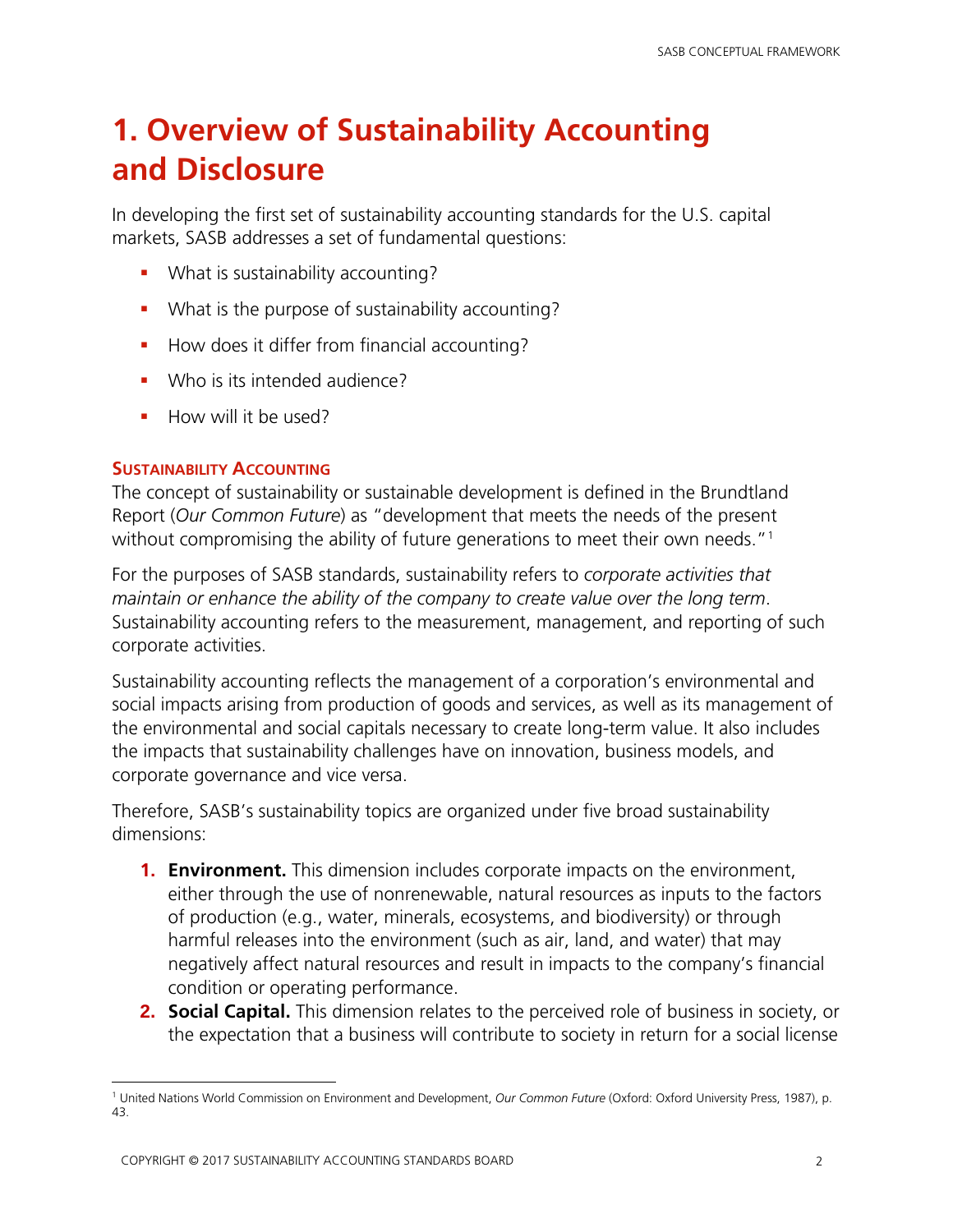# 1. Overview of Sustainability Accounting and Disclosure

In developing the first set of sustainability accounting standards for the U.S. capital markets, SASB addresses a set of fundamental questions:

- What is sustainability accounting?
- What is the purpose of sustainability accounting?
- How does it differ from financial accounting?
- Who is its intended audience?
- How will it be used?

### Sustainability Accounting

The concept of sustainability or sustainable development is defined in the Brundtland Report (*Our Common Future*) as "development that meets the needs of the present without compromising the ability of future generations to meet their own needs."[1]

For the purposes of SASB standards, sustainability refers to *corporate activities that maintain or enhance the ability of the company to create value over the long term*. Sustainability accounting refers to the measurement, management, and reporting of such corporate activities.

Sustainability accounting reflects the management of a corporation's environmental and social impacts arising from production of goods and services, as well as its management of the environmental and social capitals necessary to create long-term value. It also includes the impacts that sustainability challenges have on innovation, business models, and corporate governance and vice versa.

Therefore, SASB's sustainability topics are organized under five broad sustainability dimensions:

1. **Environment.** This dimension includes corporate impacts on the environment, either through the use of nonrenewable, natural resources as inputs to the factors of production (e.g., water, minerals, ecosystems, and biodiversity) or through harmful releases into the environment (such as air, land, and water) that may negatively affect natural resources and result in impacts to the company's financial condition or operating performance.
2. **Social Capital.** This dimension relates to the perceived role of business in society, or the expectation that a business will contribute to society in return for a social license

[1] United Nations World Commission on Environment and Development, *Our Common Future* (Oxford: Oxford University Press, 1987), p. 43.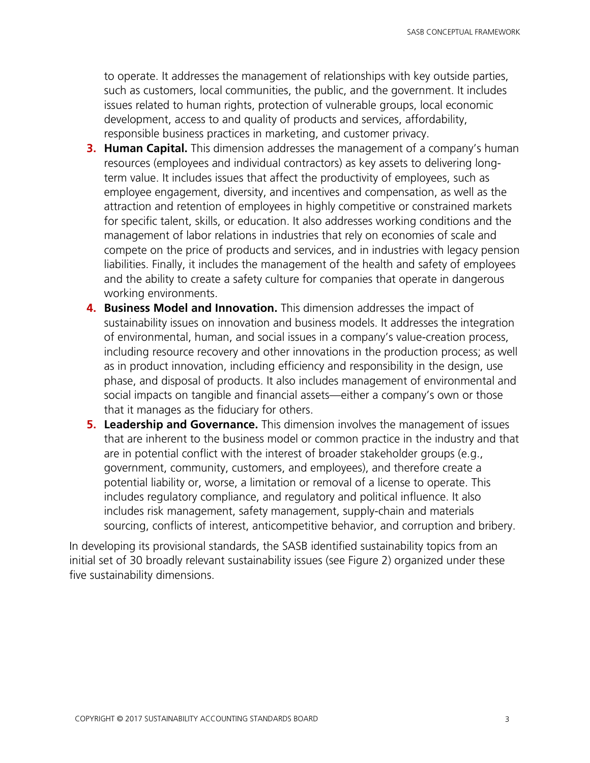to operate. It addresses the management of relationships with key outside parties, such as customers, local communities, the public, and the government. It includes issues related to human rights, protection of vulnerable groups, local economic development, access to and quality of products and services, affordability, responsible business practices in marketing, and customer privacy.

3. **Human Capital.** This dimension addresses the management of a company's human resources (employees and individual contractors) as key assets to delivering long-term value. It includes issues that affect the productivity of employees, such as employee engagement, diversity, and incentives and compensation, as well as the attraction and retention of employees in highly competitive or constrained markets for specific talent, skills, or education. It also addresses working conditions and the management of labor relations in industries that rely on economies of scale and compete on the price of products and services, and in industries with legacy pension liabilities. Finally, it includes the management of the health and safety of employees and the ability to create a safety culture for companies that operate in dangerous working environments.
4. **Business Model and Innovation.** This dimension addresses the impact of sustainability issues on innovation and business models. It addresses the integration of environmental, human, and social issues in a company's value-creation process, including resource recovery and other innovations in the production process; as well as in product innovation, including efficiency and responsibility in the design, use phase, and disposal of products. It also includes management of environmental and social impacts on tangible and financial assets—either a company's own or those that it manages as the fiduciary for others.
5. **Leadership and Governance.** This dimension involves the management of issues that are inherent to the business model or common practice in the industry and that are in potential conflict with the interest of broader stakeholder groups (e.g., government, community, customers, and employees), and therefore create a potential liability or, worse, a limitation or removal of a license to operate. This includes regulatory compliance, and regulatory and political influence. It also includes risk management, safety management, supply-chain and materials sourcing, conflicts of interest, anticompetitive behavior, and corruption and bribery.

In developing its provisional standards, the SASB identified sustainability topics from an initial set of 30 broadly relevant sustainability issues (see Figure 2) organized under these five sustainability dimensions.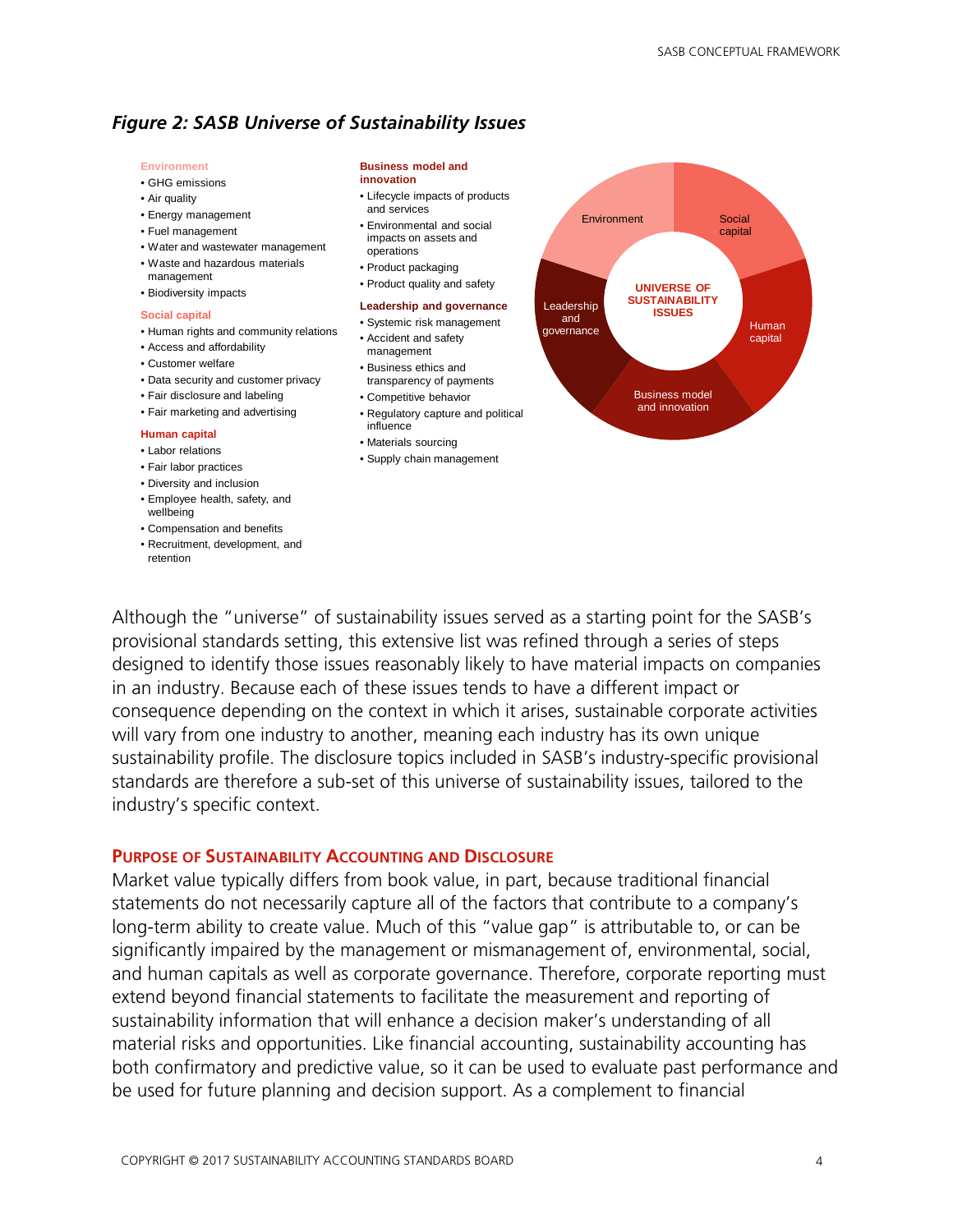### *Figure 2: SASB Universe of Sustainability Issues*

**Environment**
- GHG emissions
- Air quality
- Energy management
- Fuel management
- Water and wastewater management
- Waste and hazardous materials management
- Biodiversity impacts

**Social capital**
- Human rights and community relations
- Access and affordability
- Customer welfare
- Data security and customer privacy
- Fair disclosure and labeling
- Fair marketing and advertising

**Human capital**
- Labor relations
- Fair labor practices
- Diversity and inclusion
- Employee health, safety, and wellbeing
- Compensation and benefits
- Recruitment, development, and retention

**Business model and innovation**
- Lifecycle impacts of products and services
- Environmental and social impacts on assets and operations
- Product packaging
- Product quality and safety

**Leadership and governance**
- Systemic risk management
- Accident and safety management
- Business ethics and transparency of payments
- Competitive behavior
- Regulatory capture and political influence
- Materials sourcing
- Supply chain management

UNIVERSE OF SUSTAINABILITY ISSUES: Environment; Social capital; Human capital; Business model and innovation; Leadership and governance

Although the "universe" of sustainability issues served as a starting point for the SASB's provisional standards setting, this extensive list was refined through a series of steps designed to identify those issues reasonably likely to have material impacts on companies in an industry. Because each of these issues tends to have a different impact or consequence depending on the context in which it arises, sustainable corporate activities will vary from one industry to another, meaning each industry has its own unique sustainability profile. The disclosure topics included in SASB's industry-specific provisional standards are therefore a sub-set of this universe of sustainability issues, tailored to the industry's specific context.

## Purpose of Sustainability Accounting and Disclosure

Market value typically differs from book value, in part, because traditional financial statements do not necessarily capture all of the factors that contribute to a company's long-term ability to create value. Much of this "value gap" is attributable to, or can be significantly impaired by the management or mismanagement of, environmental, social, and human capitals as well as corporate governance. Therefore, corporate reporting must extend beyond financial statements to facilitate the measurement and reporting of sustainability information that will enhance a decision maker's understanding of all material risks and opportunities. Like financial accounting, sustainability accounting has both confirmatory and predictive value, so it can be used to evaluate past performance and be used for future planning and decision support. As a complement to financial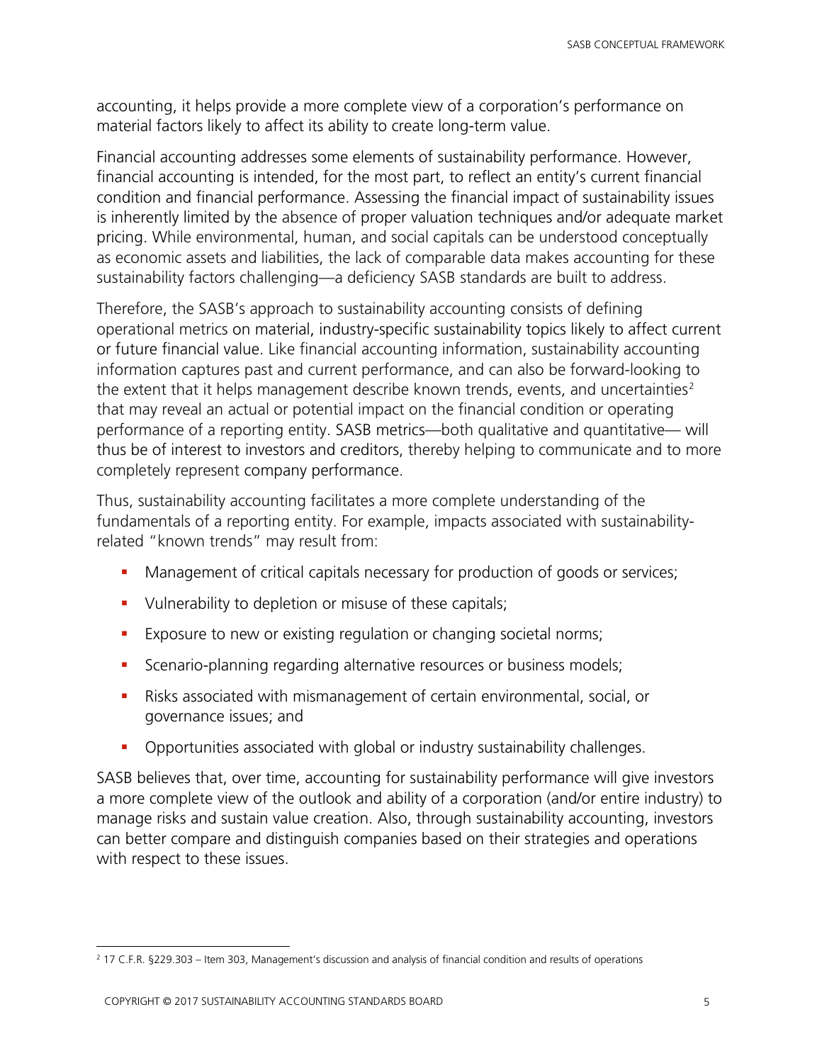accounting, it helps provide a more complete view of a corporation's performance on material factors likely to affect its ability to create long-term value.

Financial accounting addresses some elements of sustainability performance. However, financial accounting is intended, for the most part, to reflect an entity's current financial condition and financial performance. Assessing the financial impact of sustainability issues is inherently limited by the absence of proper valuation techniques and/or adequate market pricing. While environmental, human, and social capitals can be understood conceptually as economic assets and liabilities, the lack of comparable data makes accounting for these sustainability factors challenging—a deficiency SASB standards are built to address.

Therefore, the SASB's approach to sustainability accounting consists of defining operational metrics on material, industry-specific sustainability topics likely to affect current or future financial value. Like financial accounting information, sustainability accounting information captures past and current performance, and can also be forward-looking to the extent that it helps management describe known trends, events, and uncertainties[2] that may reveal an actual or potential impact on the financial condition or operating performance of a reporting entity. SASB metrics—both qualitative and quantitative— will thus be of interest to investors and creditors, thereby helping to communicate and to more completely represent company performance.

Thus, sustainability accounting facilitates a more complete understanding of the fundamentals of a reporting entity. For example, impacts associated with sustainability-related "known trends" may result from:

- Management of critical capitals necessary for production of goods or services;
- Vulnerability to depletion or misuse of these capitals;
- Exposure to new or existing regulation or changing societal norms;
- Scenario-planning regarding alternative resources or business models;
- Risks associated with mismanagement of certain environmental, social, or governance issues; and
- Opportunities associated with global or industry sustainability challenges.

SASB believes that, over time, accounting for sustainability performance will give investors a more complete view of the outlook and ability of a corporation (and/or entire industry) to manage risks and sustain value creation. Also, through sustainability accounting, investors can better compare and distinguish companies based on their strategies and operations with respect to these issues.

[2] 17 C.F.R. §229.303 – Item 303, Management's discussion and analysis of financial condition and results of operations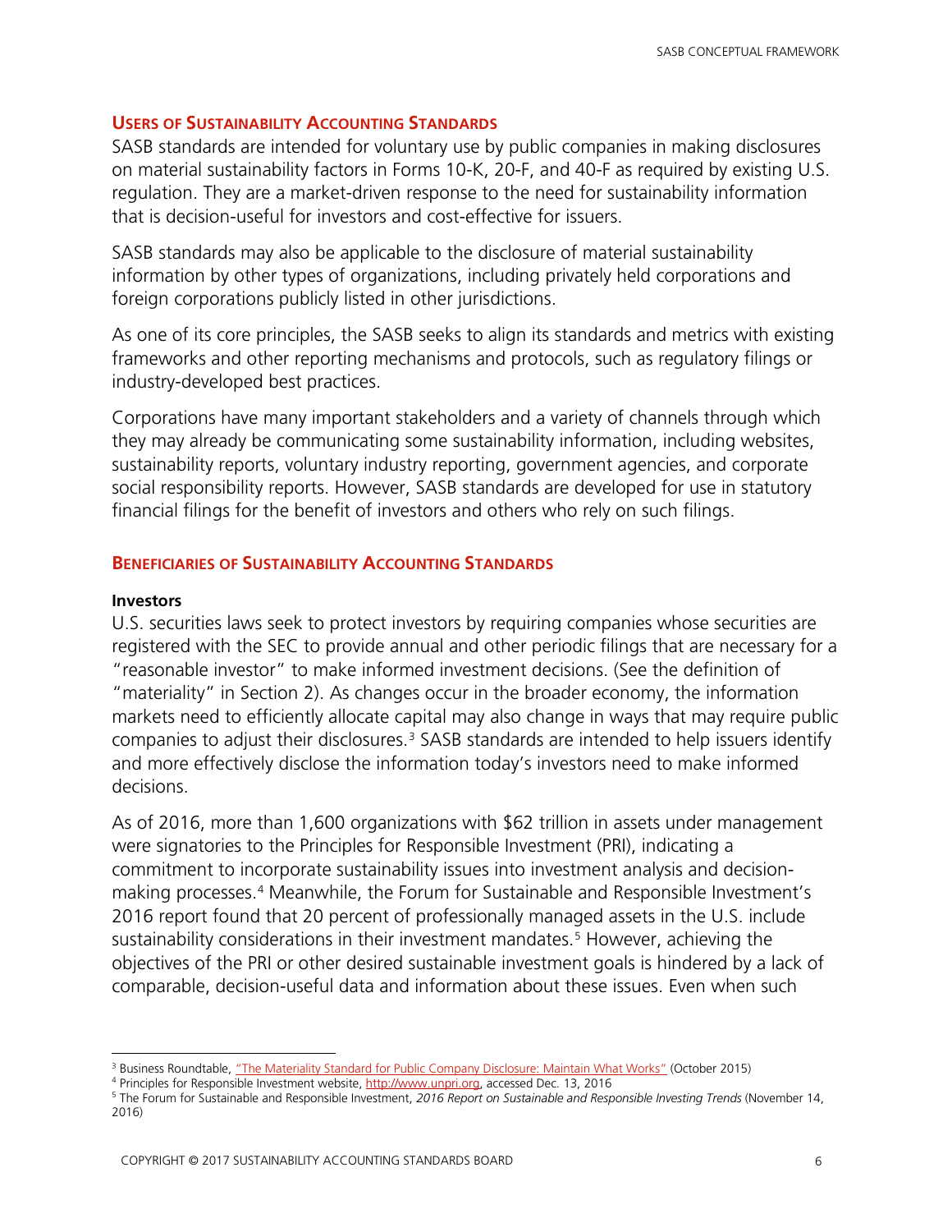## USERS OF SUSTAINABILITY ACCOUNTING STANDARDS

SASB standards are intended for voluntary use by public companies in making disclosures on material sustainability factors in Forms 10-K, 20-F, and 40-F as required by existing U.S. regulation. They are a market-driven response to the need for sustainability information that is decision-useful for investors and cost-effective for issuers.

SASB standards may also be applicable to the disclosure of material sustainability information by other types of organizations, including privately held corporations and foreign corporations publicly listed in other jurisdictions.

As one of its core principles, the SASB seeks to align its standards and metrics with existing frameworks and other reporting mechanisms and protocols, such as regulatory filings or industry-developed best practices.

Corporations have many important stakeholders and a variety of channels through which they may already be communicating some sustainability information, including websites, sustainability reports, voluntary industry reporting, government agencies, and corporate social responsibility reports. However, SASB standards are developed for use in statutory financial filings for the benefit of investors and others who rely on such filings.

## BENEFICIARIES OF SUSTAINABILITY ACCOUNTING STANDARDS

### Investors

U.S. securities laws seek to protect investors by requiring companies whose securities are registered with the SEC to provide annual and other periodic filings that are necessary for a "reasonable investor" to make informed investment decisions. (See the definition of "materiality" in Section 2). As changes occur in the broader economy, the information markets need to efficiently allocate capital may also change in ways that may require public companies to adjust their disclosures.[3] SASB standards are intended to help issuers identify and more effectively disclose the information today's investors need to make informed decisions.

As of 2016, more than 1,600 organizations with $62 trillion in assets under management were signatories to the Principles for Responsible Investment (PRI), indicating a commitment to incorporate sustainability issues into investment analysis and decision-making processes.[4] Meanwhile, the Forum for Sustainable and Responsible Investment's 2016 report found that 20 percent of professionally managed assets in the U.S. include sustainability considerations in their investment mandates.[5] However, achieving the objectives of the PRI or other desired sustainable investment goals is hindered by a lack of comparable, decision-useful data and information about these issues. Even when such

---

[3] Business Roundtable, "The Materiality Standard for Public Company Disclosure: Maintain What Works" (October 2015)

[4] Principles for Responsible Investment website, http://www.unpri.org, accessed Dec. 13, 2016

[5] The Forum for Sustainable and Responsible Investment, *2016 Report on Sustainable and Responsible Investing Trends* (November 14, 2016)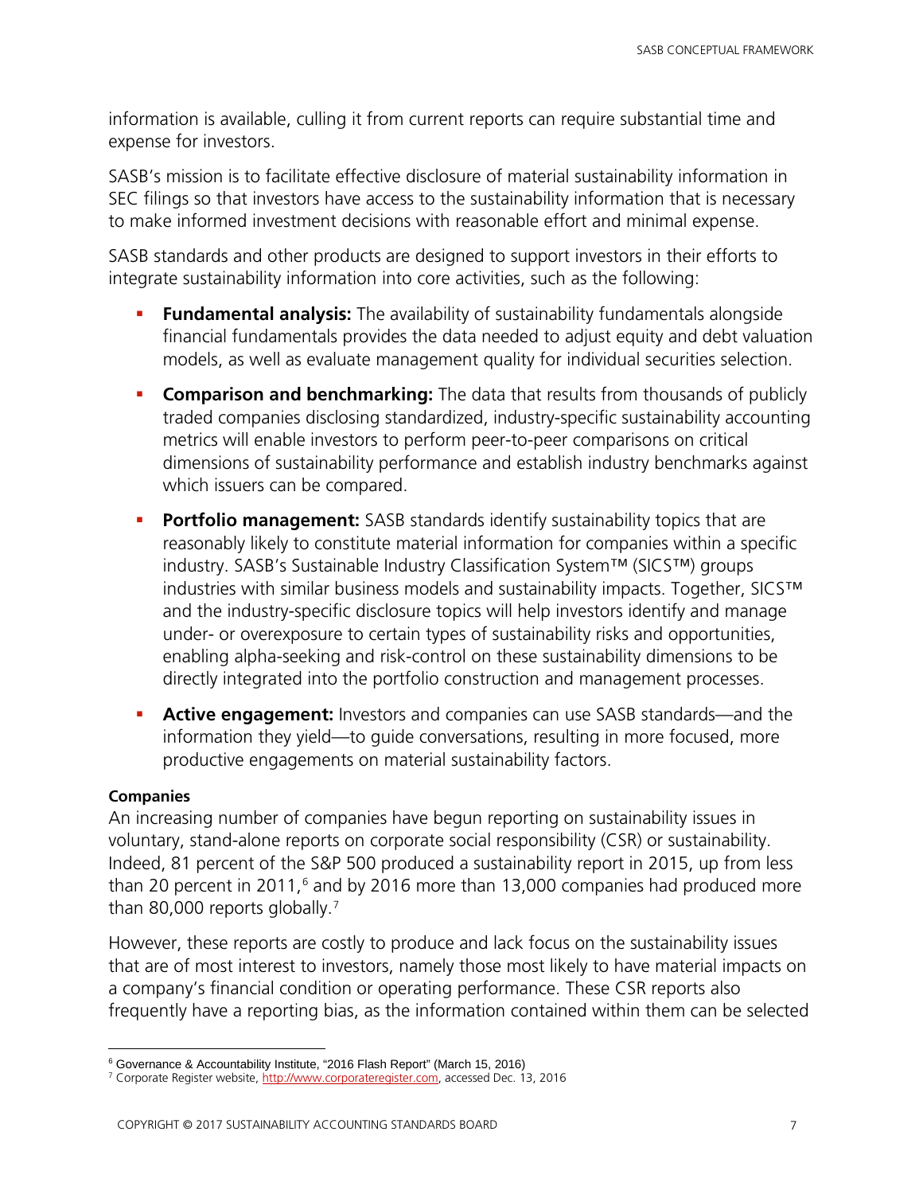information is available, culling it from current reports can require substantial time and expense for investors.

SASB's mission is to facilitate effective disclosure of material sustainability information in SEC filings so that investors have access to the sustainability information that is necessary to make informed investment decisions with reasonable effort and minimal expense.

SASB standards and other products are designed to support investors in their efforts to integrate sustainability information into core activities, such as the following:

- **Fundamental analysis:** The availability of sustainability fundamentals alongside financial fundamentals provides the data needed to adjust equity and debt valuation models, as well as evaluate management quality for individual securities selection.
- **Comparison and benchmarking:** The data that results from thousands of publicly traded companies disclosing standardized, industry-specific sustainability accounting metrics will enable investors to perform peer-to-peer comparisons on critical dimensions of sustainability performance and establish industry benchmarks against which issuers can be compared.
- **Portfolio management:** SASB standards identify sustainability topics that are reasonably likely to constitute material information for companies within a specific industry. SASB's Sustainable Industry Classification System™ (SICS™) groups industries with similar business models and sustainability impacts. Together, SICS™ and the industry-specific disclosure topics will help investors identify and manage under- or overexposure to certain types of sustainability risks and opportunities, enabling alpha-seeking and risk-control on these sustainability dimensions to be directly integrated into the portfolio construction and management processes.
- **Active engagement:** Investors and companies can use SASB standards—and the information they yield—to guide conversations, resulting in more focused, more productive engagements on material sustainability factors.

**Companies**

An increasing number of companies have begun reporting on sustainability issues in voluntary, stand-alone reports on corporate social responsibility (CSR) or sustainability. Indeed, 81 percent of the S&P 500 produced a sustainability report in 2015, up from less than 20 percent in 2011,[6] and by 2016 more than 13,000 companies had produced more than 80,000 reports globally.[7]

However, these reports are costly to produce and lack focus on the sustainability issues that are of most interest to investors, namely those most likely to have material impacts on a company's financial condition or operating performance. These CSR reports also frequently have a reporting bias, as the information contained within them can be selected

---

[6] Governance & Accountability Institute, "2016 Flash Report" (March 15, 2016)

[7] Corporate Register website, http://www.corporateregister.com, accessed Dec. 13, 2016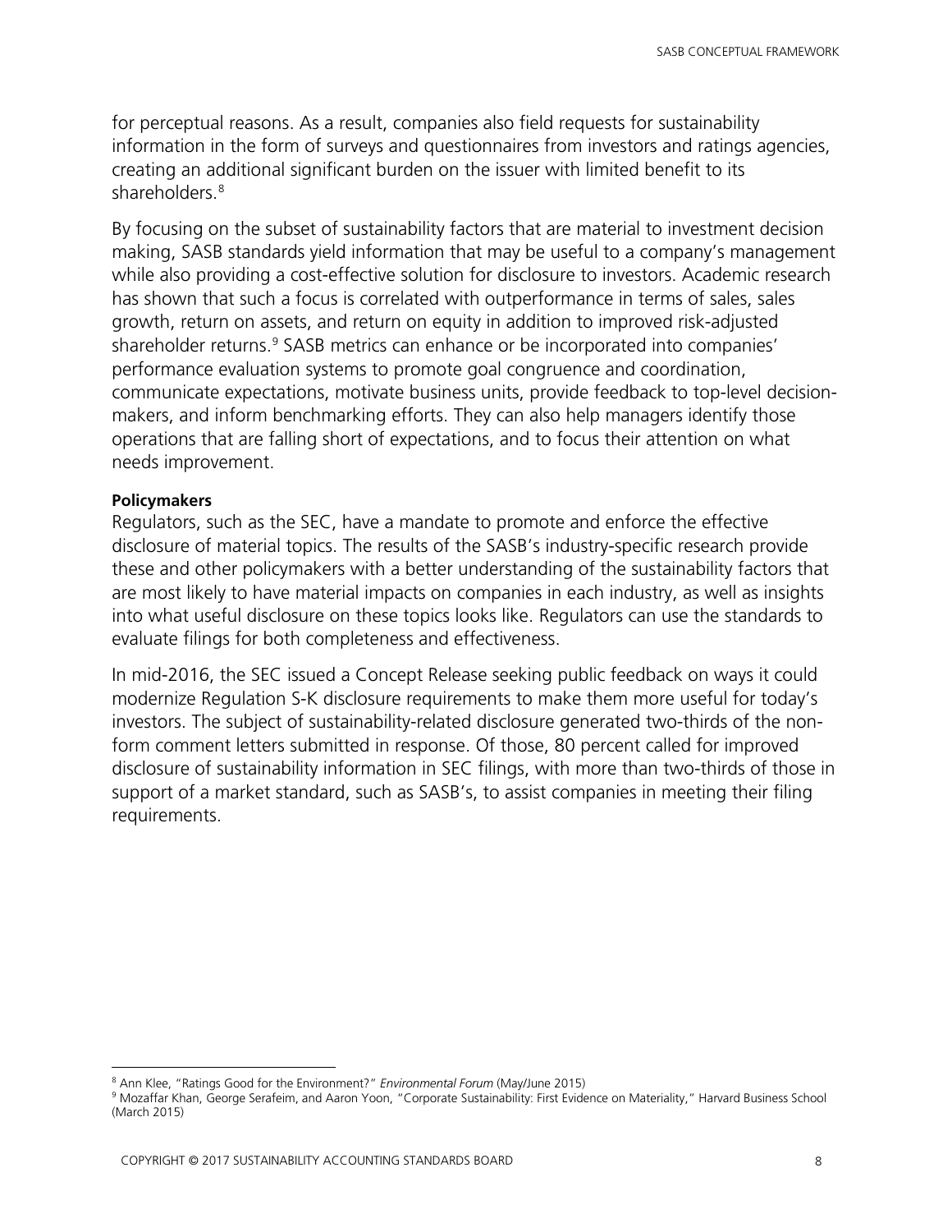for perceptual reasons. As a result, companies also field requests for sustainability information in the form of surveys and questionnaires from investors and ratings agencies, creating an additional significant burden on the issuer with limited benefit to its shareholders.[8]

By focusing on the subset of sustainability factors that are material to investment decision making, SASB standards yield information that may be useful to a company's management while also providing a cost-effective solution for disclosure to investors. Academic research has shown that such a focus is correlated with outperformance in terms of sales, sales growth, return on assets, and return on equity in addition to improved risk-adjusted shareholder returns.[9] SASB metrics can enhance or be incorporated into companies' performance evaluation systems to promote goal congruence and coordination, communicate expectations, motivate business units, provide feedback to top-level decision-makers, and inform benchmarking efforts. They can also help managers identify those operations that are falling short of expectations, and to focus their attention on what needs improvement.

**Policymakers**

Regulators, such as the SEC, have a mandate to promote and enforce the effective disclosure of material topics. The results of the SASB's industry-specific research provide these and other policymakers with a better understanding of the sustainability factors that are most likely to have material impacts on companies in each industry, as well as insights into what useful disclosure on these topics looks like. Regulators can use the standards to evaluate filings for both completeness and effectiveness.

In mid-2016, the SEC issued a Concept Release seeking public feedback on ways it could modernize Regulation S-K disclosure requirements to make them more useful for today's investors. The subject of sustainability-related disclosure generated two-thirds of the non-form comment letters submitted in response. Of those, 80 percent called for improved disclosure of sustainability information in SEC filings, with more than two-thirds of those in support of a market standard, such as SASB's, to assist companies in meeting their filing requirements.

---

[8] Ann Klee, "Ratings Good for the Environment?" *Environmental Forum* (May/June 2015)

[9] Mozaffar Khan, George Serafeim, and Aaron Yoon, "Corporate Sustainability: First Evidence on Materiality," Harvard Business School (March 2015)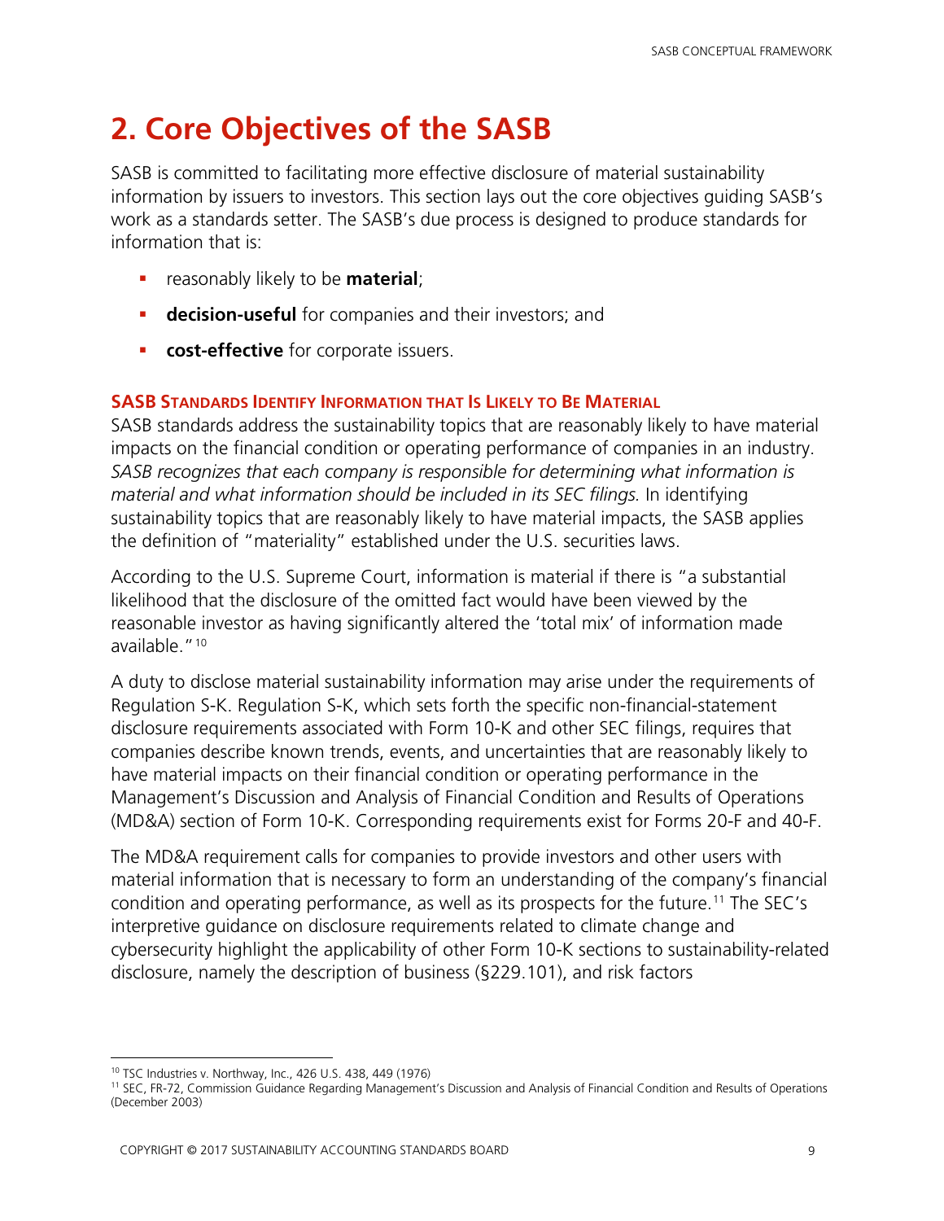# 2. Core Objectives of the SASB

SASB is committed to facilitating more effective disclosure of material sustainability information by issuers to investors. This section lays out the core objectives guiding SASB's work as a standards setter. The SASB's due process is designed to produce standards for information that is:

- reasonably likely to be **material**;
- **decision-useful** for companies and their investors; and
- **cost-effective** for corporate issuers.

### SASB Standards Identify Information that Is Likely to Be Material

SASB standards address the sustainability topics that are reasonably likely to have material impacts on the financial condition or operating performance of companies in an industry. *SASB recognizes that each company is responsible for determining what information is material and what information should be included in its SEC filings.* In identifying sustainability topics that are reasonably likely to have material impacts, the SASB applies the definition of "materiality" established under the U.S. securities laws.

According to the U.S. Supreme Court, information is material if there is "a substantial likelihood that the disclosure of the omitted fact would have been viewed by the reasonable investor as having significantly altered the 'total mix' of information made available."[10]

A duty to disclose material sustainability information may arise under the requirements of Regulation S-K. Regulation S-K, which sets forth the specific non-financial-statement disclosure requirements associated with Form 10-K and other SEC filings, requires that companies describe known trends, events, and uncertainties that are reasonably likely to have material impacts on their financial condition or operating performance in the Management's Discussion and Analysis of Financial Condition and Results of Operations (MD&A) section of Form 10-K. Corresponding requirements exist for Forms 20-F and 40-F.

The MD&A requirement calls for companies to provide investors and other users with material information that is necessary to form an understanding of the company's financial condition and operating performance, as well as its prospects for the future.[11] The SEC's interpretive guidance on disclosure requirements related to climate change and cybersecurity highlight the applicability of other Form 10-K sections to sustainability-related disclosure, namely the description of business (§229.101), and risk factors

---

[10] TSC Industries v. Northway, Inc., 426 U.S. 438, 449 (1976)

[11] SEC, FR-72, Commission Guidance Regarding Management's Discussion and Analysis of Financial Condition and Results of Operations (December 2003)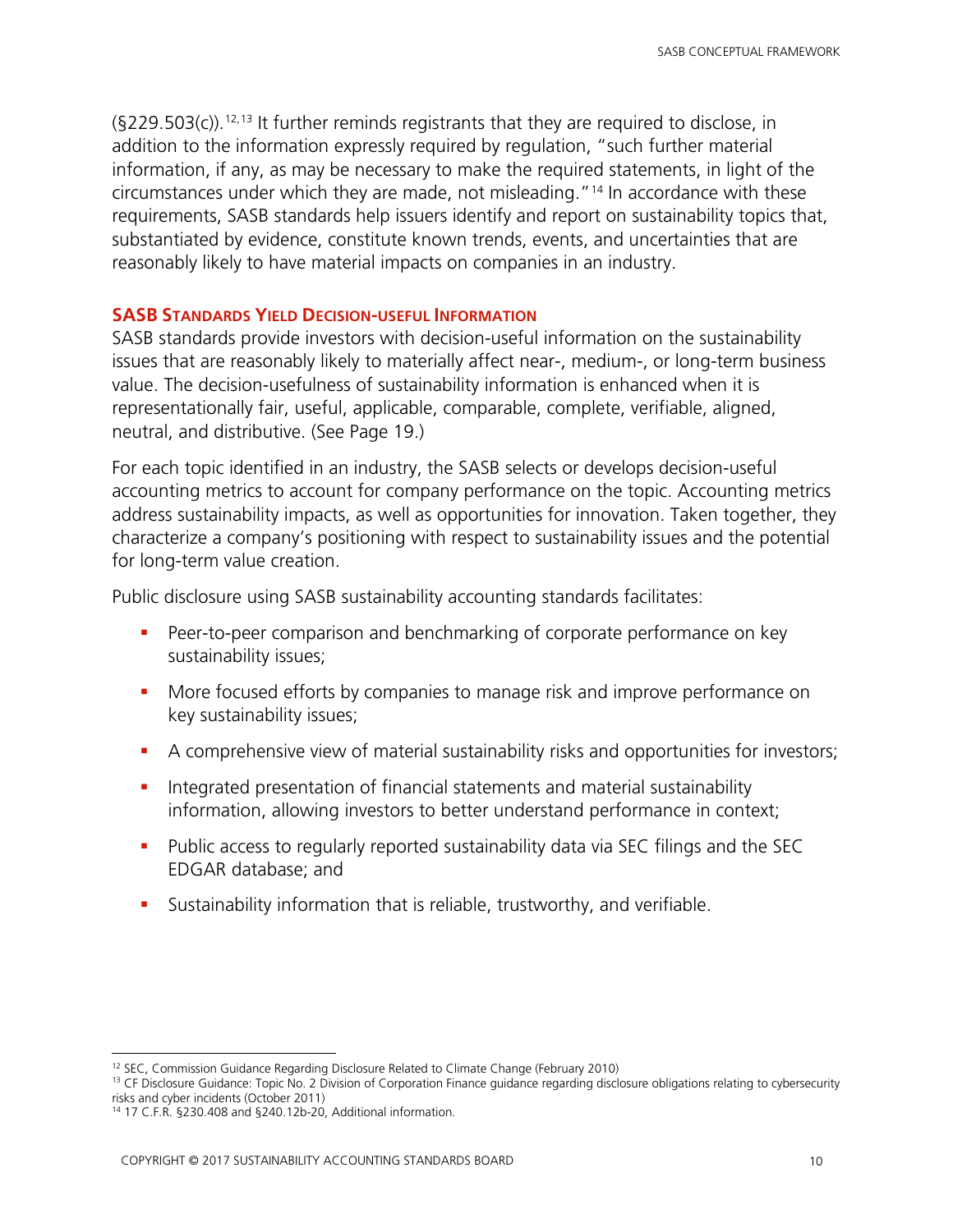(§229.503(c)).[12,13] It further reminds registrants that they are required to disclose, in addition to the information expressly required by regulation, "such further material information, if any, as may be necessary to make the required statements, in light of the circumstances under which they are made, not misleading."[14] In accordance with these requirements, SASB standards help issuers identify and report on sustainability topics that, substantiated by evidence, constitute known trends, events, and uncertainties that are reasonably likely to have material impacts on companies in an industry.

### SASB Standards Yield Decision-useful Information

SASB standards provide investors with decision-useful information on the sustainability issues that are reasonably likely to materially affect near-, medium-, or long-term business value. The decision-usefulness of sustainability information is enhanced when it is representationally fair, useful, applicable, comparable, complete, verifiable, aligned, neutral, and distributive. (See Page 19.)

For each topic identified in an industry, the SASB selects or develops decision-useful accounting metrics to account for company performance on the topic. Accounting metrics address sustainability impacts, as well as opportunities for innovation. Taken together, they characterize a company's positioning with respect to sustainability issues and the potential for long-term value creation.

Public disclosure using SASB sustainability accounting standards facilitates:

- Peer-to-peer comparison and benchmarking of corporate performance on key sustainability issues;
- More focused efforts by companies to manage risk and improve performance on key sustainability issues;
- A comprehensive view of material sustainability risks and opportunities for investors;
- Integrated presentation of financial statements and material sustainability information, allowing investors to better understand performance in context;
- Public access to regularly reported sustainability data via SEC filings and the SEC EDGAR database; and
- Sustainability information that is reliable, trustworthy, and verifiable.

---

[12] SEC, Commission Guidance Regarding Disclosure Related to Climate Change (February 2010)

[13] CF Disclosure Guidance: Topic No. 2 Division of Corporation Finance guidance regarding disclosure obligations relating to cybersecurity risks and cyber incidents (October 2011)

[14] 17 C.F.R. §230.408 and §240.12b-20, Additional information.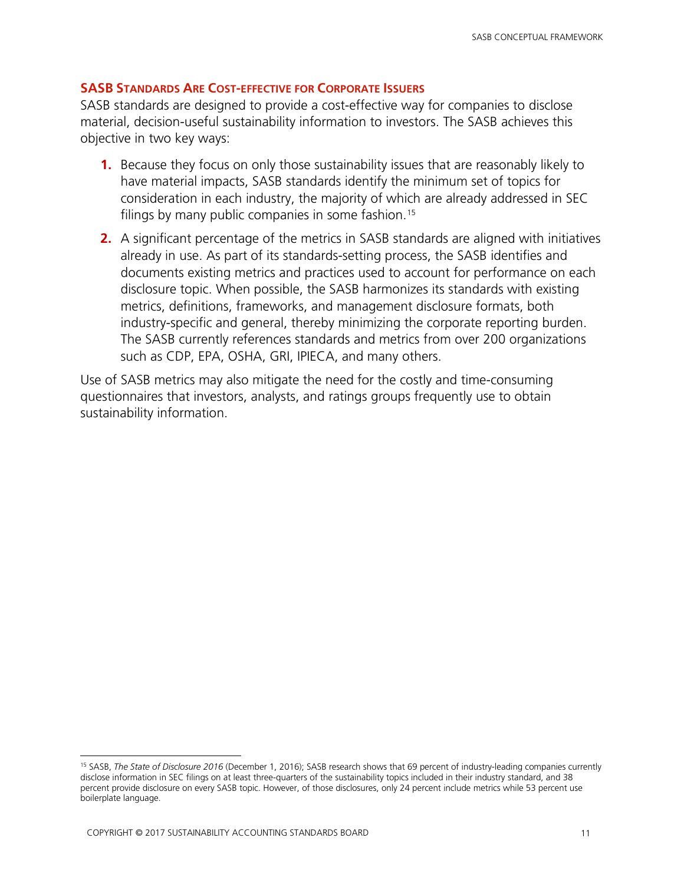### SASB Standards Are Cost-effective for Corporate Issuers

SASB standards are designed to provide a cost-effective way for companies to disclose material, decision-useful sustainability information to investors. The SASB achieves this objective in two key ways:

1. Because they focus on only those sustainability issues that are reasonably likely to have material impacts, SASB standards identify the minimum set of topics for consideration in each industry, the majority of which are already addressed in SEC filings by many public companies in some fashion.[15]
2. A significant percentage of the metrics in SASB standards are aligned with initiatives already in use. As part of its standards-setting process, the SASB identifies and documents existing metrics and practices used to account for performance on each disclosure topic. When possible, the SASB harmonizes its standards with existing metrics, definitions, frameworks, and management disclosure formats, both industry-specific and general, thereby minimizing the corporate reporting burden. The SASB currently references standards and metrics from over 200 organizations such as CDP, EPA, OSHA, GRI, IPIECA, and many others.

Use of SASB metrics may also mitigate the need for the costly and time-consuming questionnaires that investors, analysts, and ratings groups frequently use to obtain sustainability information.

---

[15] SASB, *The State of Disclosure 2016* (December 1, 2016); SASB research shows that 69 percent of industry-leading companies currently disclose information in SEC filings on at least three-quarters of the sustainability topics included in their industry standard, and 38 percent provide disclosure on every SASB topic. However, of those disclosures, only 24 percent include metrics while 53 percent use boilerplate language.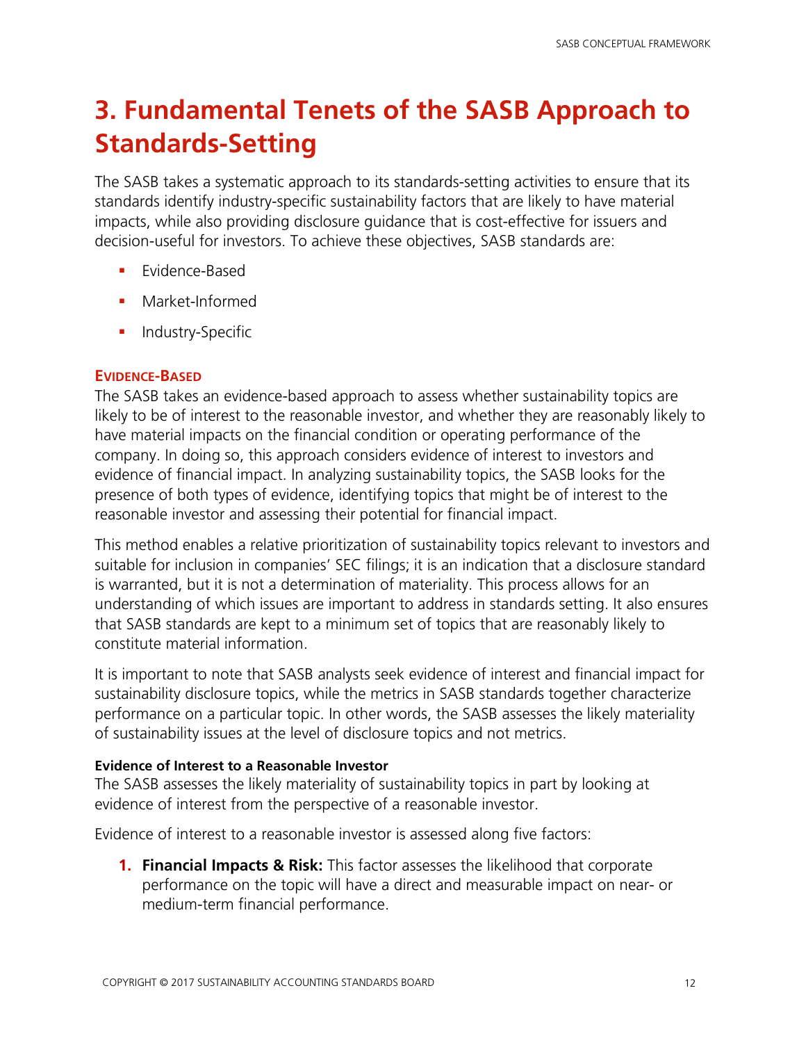# 3. Fundamental Tenets of the SASB Approach to Standards-Setting

The SASB takes a systematic approach to its standards-setting activities to ensure that its standards identify industry-specific sustainability factors that are likely to have material impacts, while also providing disclosure guidance that is cost-effective for issuers and decision-useful for investors. To achieve these objectives, SASB standards are:

- Evidence-Based
- Market-Informed
- Industry-Specific

## Evidence-Based

The SASB takes an evidence-based approach to assess whether sustainability topics are likely to be of interest to the reasonable investor, and whether they are reasonably likely to have material impacts on the financial condition or operating performance of the company. In doing so, this approach considers evidence of interest to investors and evidence of financial impact. In analyzing sustainability topics, the SASB looks for the presence of both types of evidence, identifying topics that might be of interest to the reasonable investor and assessing their potential for financial impact.

This method enables a relative prioritization of sustainability topics relevant to investors and suitable for inclusion in companies' SEC filings; it is an indication that a disclosure standard is warranted, but it is not a determination of materiality. This process allows for an understanding of which issues are important to address in standards setting. It also ensures that SASB standards are kept to a minimum set of topics that are reasonably likely to constitute material information.

It is important to note that SASB analysts seek evidence of interest and financial impact for sustainability disclosure topics, while the metrics in SASB standards together characterize performance on a particular topic. In other words, the SASB assesses the likely materiality of sustainability issues at the level of disclosure topics and not metrics.

### Evidence of Interest to a Reasonable Investor

The SASB assesses the likely materiality of sustainability topics in part by looking at evidence of interest from the perspective of a reasonable investor.

Evidence of interest to a reasonable investor is assessed along five factors:

1. **Financial Impacts & Risk:** This factor assesses the likelihood that corporate performance on the topic will have a direct and measurable impact on near- or medium-term financial performance.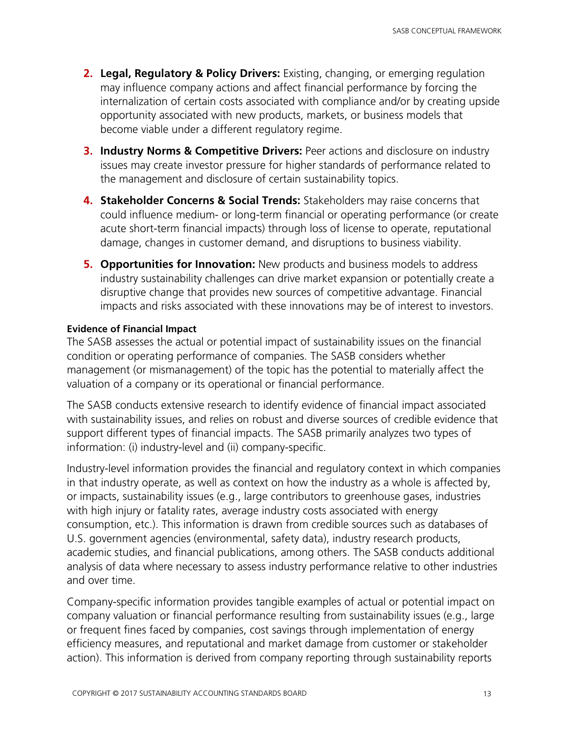2. **Legal, Regulatory & Policy Drivers:** Existing, changing, or emerging regulation may influence company actions and affect financial performance by forcing the internalization of certain costs associated with compliance and/or by creating upside opportunity associated with new products, markets, or business models that become viable under a different regulatory regime.

3. **Industry Norms & Competitive Drivers:** Peer actions and disclosure on industry issues may create investor pressure for higher standards of performance related to the management and disclosure of certain sustainability topics.

4. **Stakeholder Concerns & Social Trends:** Stakeholders may raise concerns that could influence medium- or long-term financial or operating performance (or create acute short-term financial impacts) through loss of license to operate, reputational damage, changes in customer demand, and disruptions to business viability.

5. **Opportunities for Innovation:** New products and business models to address industry sustainability challenges can drive market expansion or potentially create a disruptive change that provides new sources of competitive advantage. Financial impacts and risks associated with these innovations may be of interest to investors.

**Evidence of Financial Impact**

The SASB assesses the actual or potential impact of sustainability issues on the financial condition or operating performance of companies. The SASB considers whether management (or mismanagement) of the topic has the potential to materially affect the valuation of a company or its operational or financial performance.

The SASB conducts extensive research to identify evidence of financial impact associated with sustainability issues, and relies on robust and diverse sources of credible evidence that support different types of financial impacts. The SASB primarily analyzes two types of information: (i) industry-level and (ii) company-specific.

Industry-level information provides the financial and regulatory context in which companies in that industry operate, as well as context on how the industry as a whole is affected by, or impacts, sustainability issues (e.g., large contributors to greenhouse gases, industries with high injury or fatality rates, average industry costs associated with energy consumption, etc.). This information is drawn from credible sources such as databases of U.S. government agencies (environmental, safety data), industry research products, academic studies, and financial publications, among others. The SASB conducts additional analysis of data where necessary to assess industry performance relative to other industries and over time.

Company-specific information provides tangible examples of actual or potential impact on company valuation or financial performance resulting from sustainability issues (e.g., large or frequent fines faced by companies, cost savings through implementation of energy efficiency measures, and reputational and market damage from customer or stakeholder action). This information is derived from company reporting through sustainability reports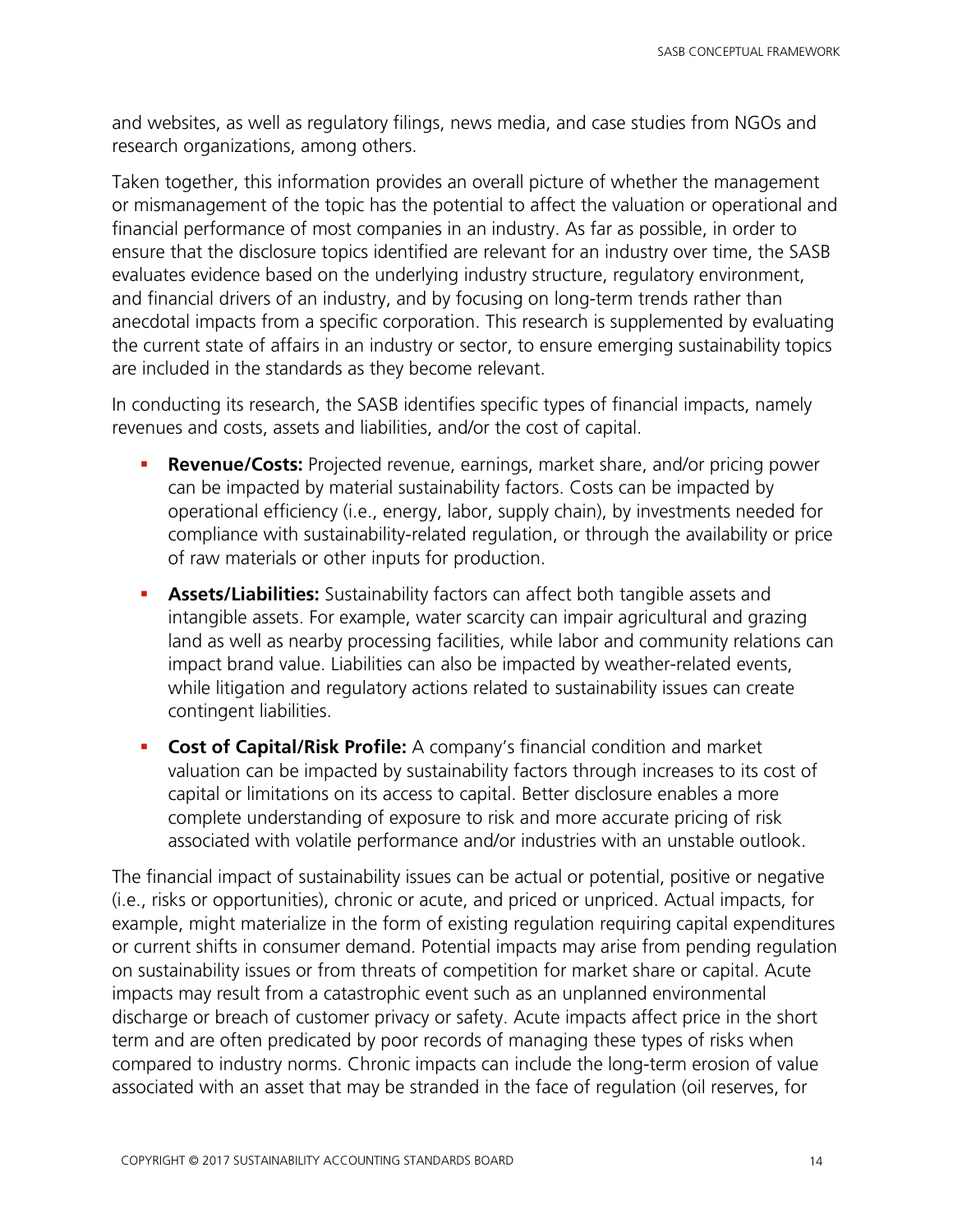and websites, as well as regulatory filings, news media, and case studies from NGOs and research organizations, among others.

Taken together, this information provides an overall picture of whether the management or mismanagement of the topic has the potential to affect the valuation or operational and financial performance of most companies in an industry. As far as possible, in order to ensure that the disclosure topics identified are relevant for an industry over time, the SASB evaluates evidence based on the underlying industry structure, regulatory environment, and financial drivers of an industry, and by focusing on long-term trends rather than anecdotal impacts from a specific corporation. This research is supplemented by evaluating the current state of affairs in an industry or sector, to ensure emerging sustainability topics are included in the standards as they become relevant.

In conducting its research, the SASB identifies specific types of financial impacts, namely revenues and costs, assets and liabilities, and/or the cost of capital.

- **Revenue/Costs:** Projected revenue, earnings, market share, and/or pricing power can be impacted by material sustainability factors. Costs can be impacted by operational efficiency (i.e., energy, labor, supply chain), by investments needed for compliance with sustainability-related regulation, or through the availability or price of raw materials or other inputs for production.
- **Assets/Liabilities:** Sustainability factors can affect both tangible assets and intangible assets. For example, water scarcity can impair agricultural and grazing land as well as nearby processing facilities, while labor and community relations can impact brand value. Liabilities can also be impacted by weather-related events, while litigation and regulatory actions related to sustainability issues can create contingent liabilities.
- **Cost of Capital/Risk Profile:** A company's financial condition and market valuation can be impacted by sustainability factors through increases to its cost of capital or limitations on its access to capital. Better disclosure enables a more complete understanding of exposure to risk and more accurate pricing of risk associated with volatile performance and/or industries with an unstable outlook.

The financial impact of sustainability issues can be actual or potential, positive or negative (i.e., risks or opportunities), chronic or acute, and priced or unpriced. Actual impacts, for example, might materialize in the form of existing regulation requiring capital expenditures or current shifts in consumer demand. Potential impacts may arise from pending regulation on sustainability issues or from threats of competition for market share or capital. Acute impacts may result from a catastrophic event such as an unplanned environmental discharge or breach of customer privacy or safety. Acute impacts affect price in the short term and are often predicated by poor records of managing these types of risks when compared to industry norms. Chronic impacts can include the long-term erosion of value associated with an asset that may be stranded in the face of regulation (oil reserves, for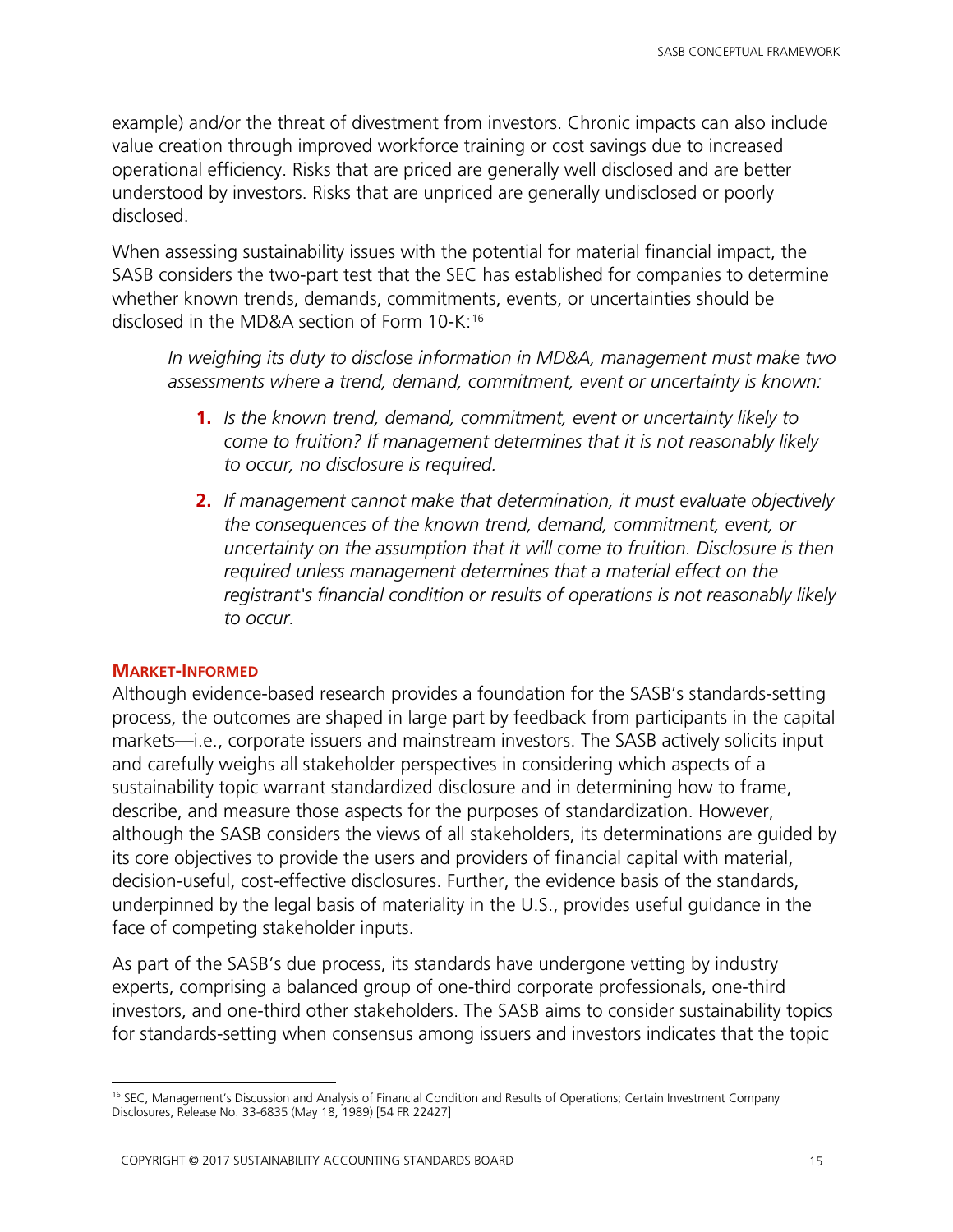example) and/or the threat of divestment from investors. Chronic impacts can also include value creation through improved workforce training or cost savings due to increased operational efficiency. Risks that are priced are generally well disclosed and are better understood by investors. Risks that are unpriced are generally undisclosed or poorly disclosed.

When assessing sustainability issues with the potential for material financial impact, the SASB considers the two-part test that the SEC has established for companies to determine whether known trends, demands, commitments, events, or uncertainties should be disclosed in the MD&A section of Form 10-K:[16]

> *In weighing its duty to disclose information in MD&A, management must make two assessments where a trend, demand, commitment, event or uncertainty is known:*
>
> 1. *Is the known trend, demand, commitment, event or uncertainty likely to come to fruition? If management determines that it is not reasonably likely to occur, no disclosure is required.*
> 2. *If management cannot make that determination, it must evaluate objectively the consequences of the known trend, demand, commitment, event, or uncertainty on the assumption that it will come to fruition. Disclosure is then required unless management determines that a material effect on the registrant's financial condition or results of operations is not reasonably likely to occur.*

### Market-Informed

Although evidence-based research provides a foundation for the SASB's standards-setting process, the outcomes are shaped in large part by feedback from participants in the capital markets—i.e., corporate issuers and mainstream investors. The SASB actively solicits input and carefully weighs all stakeholder perspectives in considering which aspects of a sustainability topic warrant standardized disclosure and in determining how to frame, describe, and measure those aspects for the purposes of standardization. However, although the SASB considers the views of all stakeholders, its determinations are guided by its core objectives to provide the users and providers of financial capital with material, decision-useful, cost-effective disclosures. Further, the evidence basis of the standards, underpinned by the legal basis of materiality in the U.S., provides useful guidance in the face of competing stakeholder inputs.

As part of the SASB's due process, its standards have undergone vetting by industry experts, comprising a balanced group of one-third corporate professionals, one-third investors, and one-third other stakeholders. The SASB aims to consider sustainability topics for standards-setting when consensus among issuers and investors indicates that the topic

---

[16] SEC, Management's Discussion and Analysis of Financial Condition and Results of Operations; Certain Investment Company Disclosures, Release No. 33-6835 (May 18, 1989) [54 FR 22427]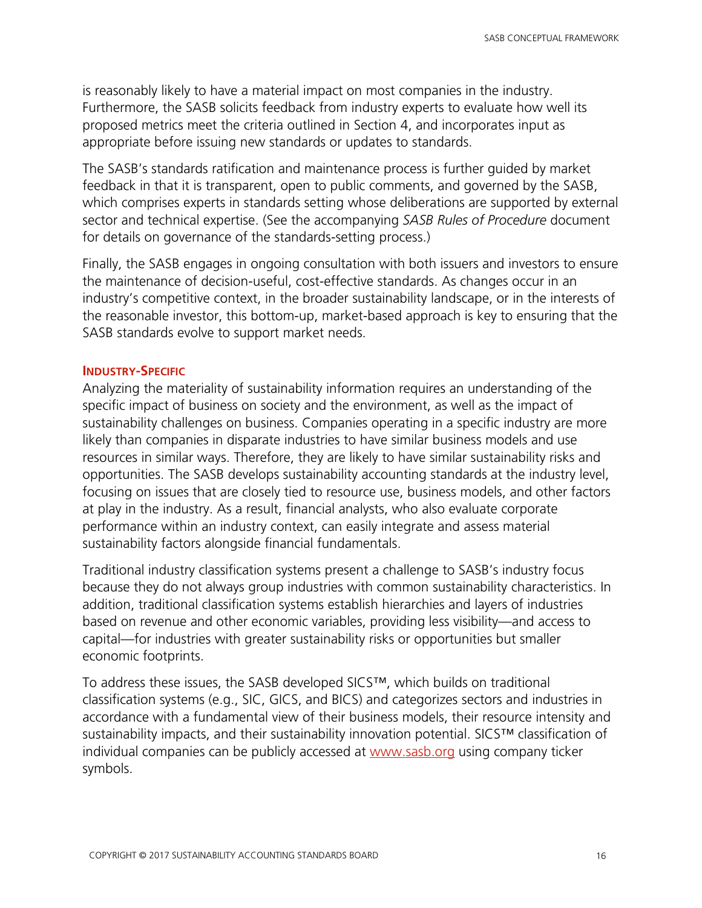is reasonably likely to have a material impact on most companies in the industry. Furthermore, the SASB solicits feedback from industry experts to evaluate how well its proposed metrics meet the criteria outlined in Section 4, and incorporates input as appropriate before issuing new standards or updates to standards.

The SASB's standards ratification and maintenance process is further guided by market feedback in that it is transparent, open to public comments, and governed by the SASB, which comprises experts in standards setting whose deliberations are supported by external sector and technical expertise. (See the accompanying *SASB Rules of Procedure* document for details on governance of the standards-setting process.)

Finally, the SASB engages in ongoing consultation with both issuers and investors to ensure the maintenance of decision-useful, cost-effective standards. As changes occur in an industry's competitive context, in the broader sustainability landscape, or in the interests of the reasonable investor, this bottom-up, market-based approach is key to ensuring that the SASB standards evolve to support market needs.

### Industry-Specific

Analyzing the materiality of sustainability information requires an understanding of the specific impact of business on society and the environment, as well as the impact of sustainability challenges on business. Companies operating in a specific industry are more likely than companies in disparate industries to have similar business models and use resources in similar ways. Therefore, they are likely to have similar sustainability risks and opportunities. The SASB develops sustainability accounting standards at the industry level, focusing on issues that are closely tied to resource use, business models, and other factors at play in the industry. As a result, financial analysts, who also evaluate corporate performance within an industry context, can easily integrate and assess material sustainability factors alongside financial fundamentals.

Traditional industry classification systems present a challenge to SASB's industry focus because they do not always group industries with common sustainability characteristics. In addition, traditional classification systems establish hierarchies and layers of industries based on revenue and other economic variables, providing less visibility—and access to capital—for industries with greater sustainability risks or opportunities but smaller economic footprints.

To address these issues, the SASB developed SICS™, which builds on traditional classification systems (e.g., SIC, GICS, and BICS) and categorizes sectors and industries in accordance with a fundamental view of their business models, their resource intensity and sustainability impacts, and their sustainability innovation potential. SICS™ classification of individual companies can be publicly accessed at www.sasb.org using company ticker symbols.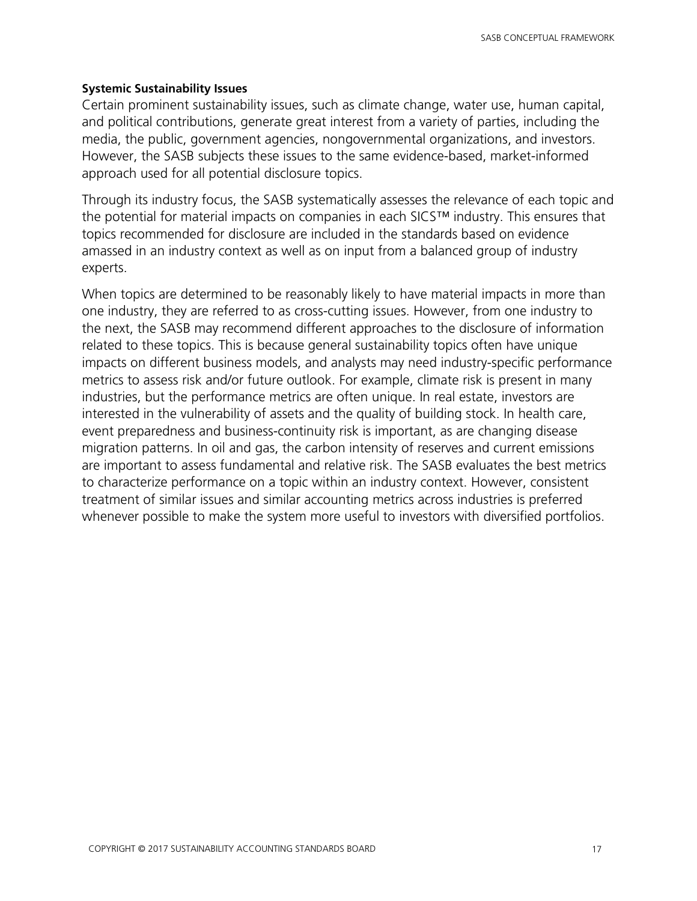**Systemic Sustainability Issues**

Certain prominent sustainability issues, such as climate change, water use, human capital, and political contributions, generate great interest from a variety of parties, including the media, the public, government agencies, nongovernmental organizations, and investors. However, the SASB subjects these issues to the same evidence-based, market-informed approach used for all potential disclosure topics.

Through its industry focus, the SASB systematically assesses the relevance of each topic and the potential for material impacts on companies in each SICS™ industry. This ensures that topics recommended for disclosure are included in the standards based on evidence amassed in an industry context as well as on input from a balanced group of industry experts.

When topics are determined to be reasonably likely to have material impacts in more than one industry, they are referred to as cross-cutting issues. However, from one industry to the next, the SASB may recommend different approaches to the disclosure of information related to these topics. This is because general sustainability topics often have unique impacts on different business models, and analysts may need industry-specific performance metrics to assess risk and/or future outlook. For example, climate risk is present in many industries, but the performance metrics are often unique. In real estate, investors are interested in the vulnerability of assets and the quality of building stock. In health care, event preparedness and business-continuity risk is important, as are changing disease migration patterns. In oil and gas, the carbon intensity of reserves and current emissions are important to assess fundamental and relative risk. The SASB evaluates the best metrics to characterize performance on a topic within an industry context. However, consistent treatment of similar issues and similar accounting metrics across industries is preferred whenever possible to make the system more useful to investors with diversified portfolios.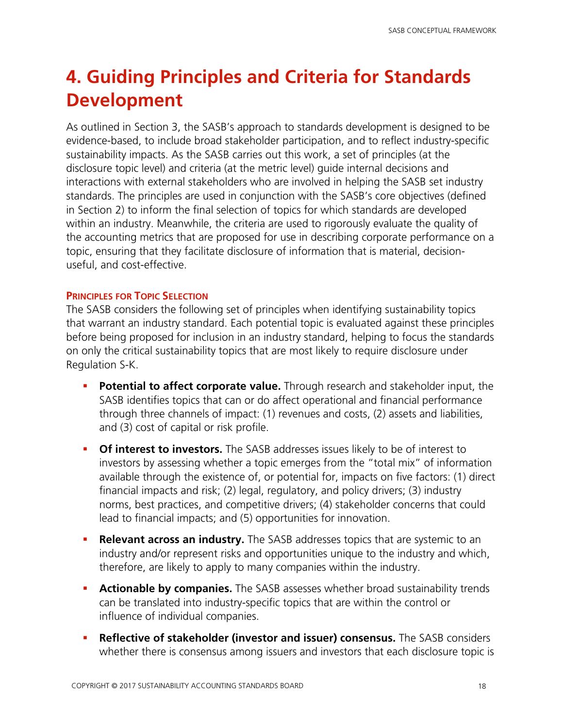# 4. Guiding Principles and Criteria for Standards Development

As outlined in Section 3, the SASB's approach to standards development is designed to be evidence-based, to include broad stakeholder participation, and to reflect industry-specific sustainability impacts. As the SASB carries out this work, a set of principles (at the disclosure topic level) and criteria (at the metric level) guide internal decisions and interactions with external stakeholders who are involved in helping the SASB set industry standards. The principles are used in conjunction with the SASB's core objectives (defined in Section 2) to inform the final selection of topics for which standards are developed within an industry. Meanwhile, the criteria are used to rigorously evaluate the quality of the accounting metrics that are proposed for use in describing corporate performance on a topic, ensuring that they facilitate disclosure of information that is material, decision-useful, and cost-effective.

### Principles for Topic Selection

The SASB considers the following set of principles when identifying sustainability topics that warrant an industry standard. Each potential topic is evaluated against these principles before being proposed for inclusion in an industry standard, helping to focus the standards on only the critical sustainability topics that are most likely to require disclosure under Regulation S-K.

- **Potential to affect corporate value.** Through research and stakeholder input, the SASB identifies topics that can or do affect operational and financial performance through three channels of impact: (1) revenues and costs, (2) assets and liabilities, and (3) cost of capital or risk profile.
- **Of interest to investors.** The SASB addresses issues likely to be of interest to investors by assessing whether a topic emerges from the "total mix" of information available through the existence of, or potential for, impacts on five factors: (1) direct financial impacts and risk; (2) legal, regulatory, and policy drivers; (3) industry norms, best practices, and competitive drivers; (4) stakeholder concerns that could lead to financial impacts; and (5) opportunities for innovation.
- **Relevant across an industry.** The SASB addresses topics that are systemic to an industry and/or represent risks and opportunities unique to the industry and which, therefore, are likely to apply to many companies within the industry.
- **Actionable by companies.** The SASB assesses whether broad sustainability trends can be translated into industry-specific topics that are within the control or influence of individual companies.
- **Reflective of stakeholder (investor and issuer) consensus.** The SASB considers whether there is consensus among issuers and investors that each disclosure topic is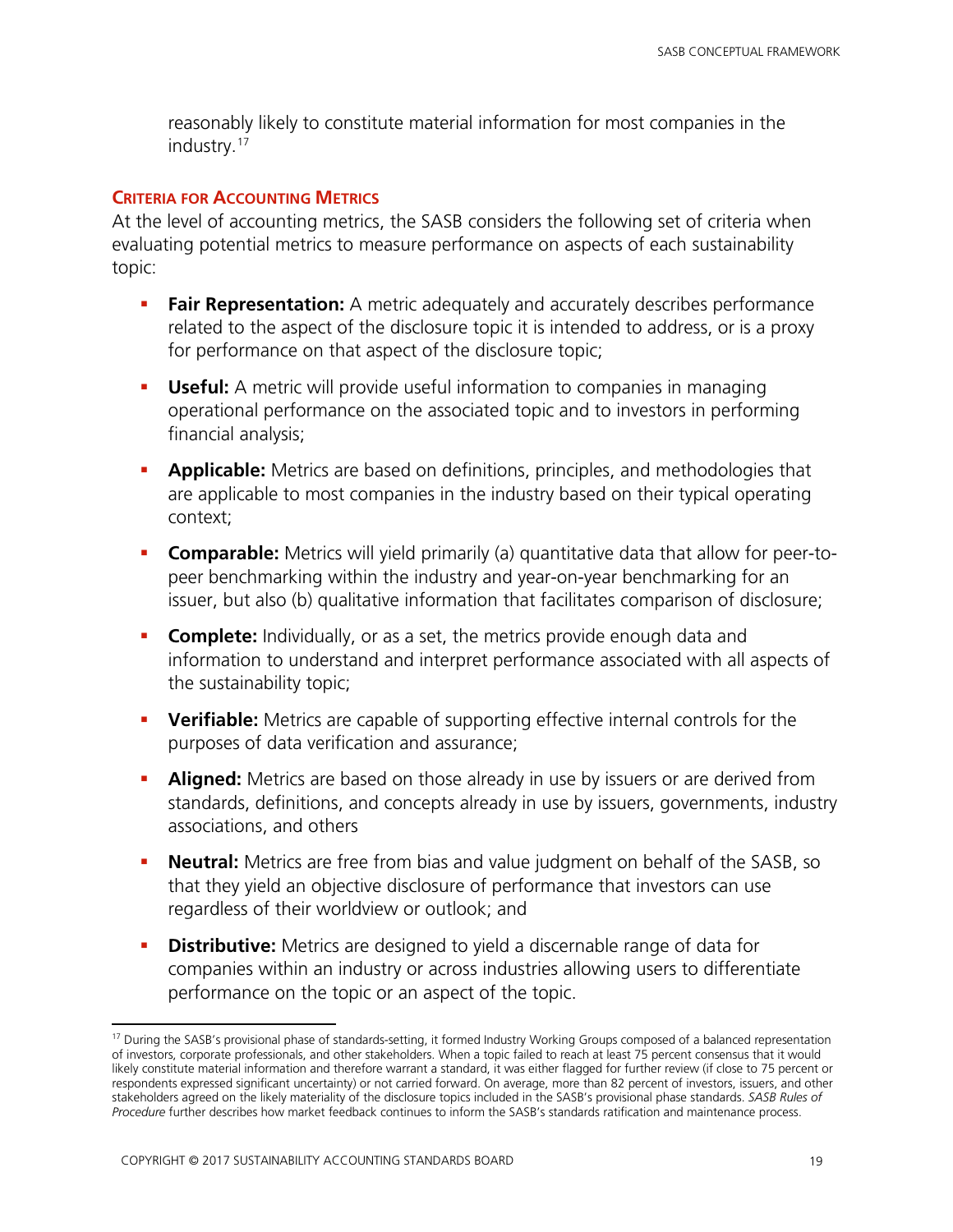reasonably likely to constitute material information for most companies in the industry.[17]

### Criteria for Accounting Metrics

At the level of accounting metrics, the SASB considers the following set of criteria when evaluating potential metrics to measure performance on aspects of each sustainability topic:

- **Fair Representation:** A metric adequately and accurately describes performance related to the aspect of the disclosure topic it is intended to address, or is a proxy for performance on that aspect of the disclosure topic;
- **Useful:** A metric will provide useful information to companies in managing operational performance on the associated topic and to investors in performing financial analysis;
- **Applicable:** Metrics are based on definitions, principles, and methodologies that are applicable to most companies in the industry based on their typical operating context;
- **Comparable:** Metrics will yield primarily (a) quantitative data that allow for peer-to-peer benchmarking within the industry and year-on-year benchmarking for an issuer, but also (b) qualitative information that facilitates comparison of disclosure;
- **Complete:** Individually, or as a set, the metrics provide enough data and information to understand and interpret performance associated with all aspects of the sustainability topic;
- **Verifiable:** Metrics are capable of supporting effective internal controls for the purposes of data verification and assurance;
- **Aligned:** Metrics are based on those already in use by issuers or are derived from standards, definitions, and concepts already in use by issuers, governments, industry associations, and others
- **Neutral:** Metrics are free from bias and value judgment on behalf of the SASB, so that they yield an objective disclosure of performance that investors can use regardless of their worldview or outlook; and
- **Distributive:** Metrics are designed to yield a discernable range of data for companies within an industry or across industries allowing users to differentiate performance on the topic or an aspect of the topic.

---

[17] During the SASB's provisional phase of standards-setting, it formed Industry Working Groups composed of a balanced representation of investors, corporate professionals, and other stakeholders. When a topic failed to reach at least 75 percent consensus that it would likely constitute material information and therefore warrant a standard, it was either flagged for further review (if close to 75 percent or respondents expressed significant uncertainty) or not carried forward. On average, more than 82 percent of investors, issuers, and other stakeholders agreed on the likely materiality of the disclosure topics included in the SASB's provisional phase standards. *SASB Rules of Procedure* further describes how market feedback continues to inform the SASB's standards ratification and maintenance process.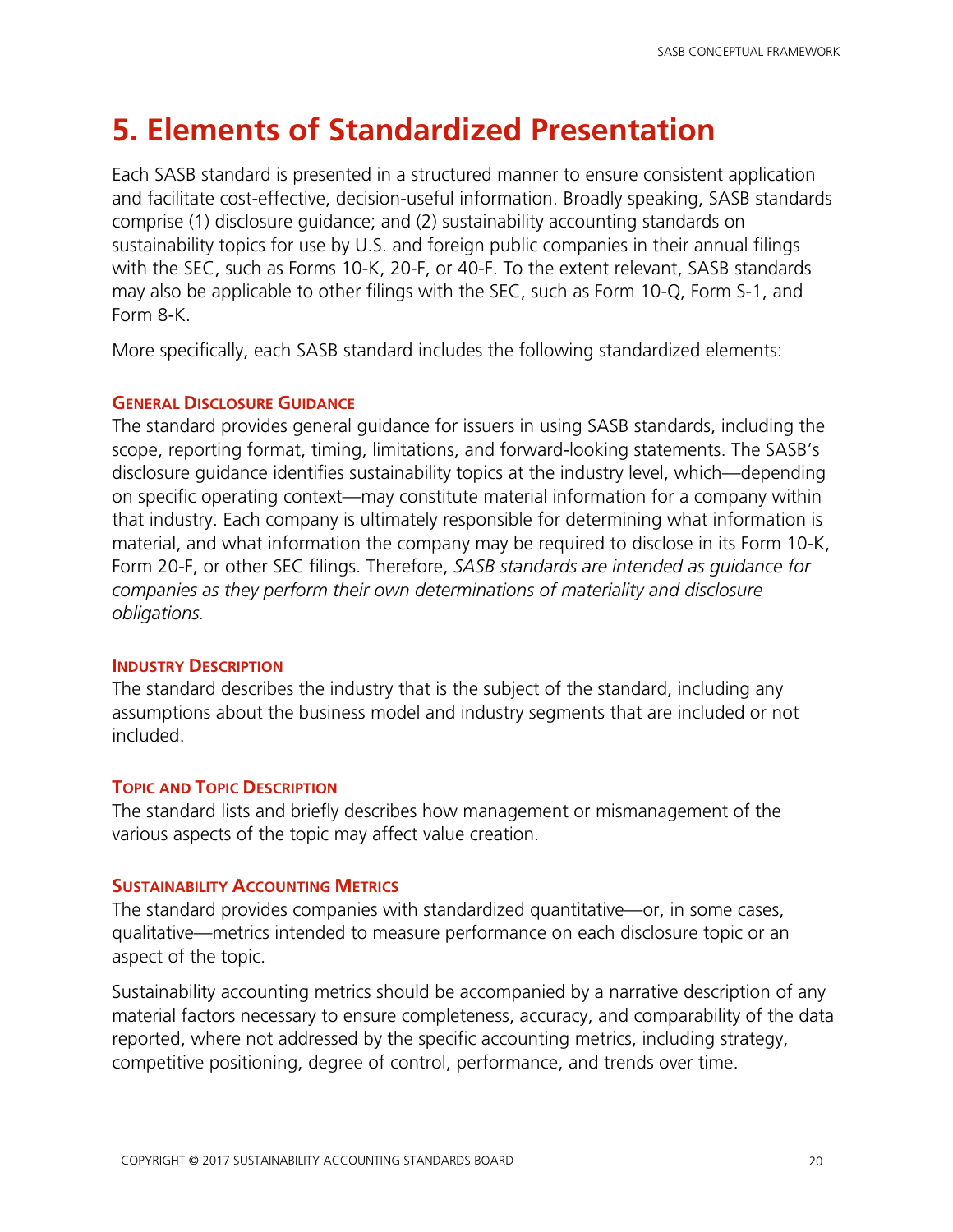# 5. Elements of Standardized Presentation

Each SASB standard is presented in a structured manner to ensure consistent application and facilitate cost-effective, decision-useful information. Broadly speaking, SASB standards comprise (1) disclosure guidance; and (2) sustainability accounting standards on sustainability topics for use by U.S. and foreign public companies in their annual filings with the SEC, such as Forms 10-K, 20-F, or 40-F. To the extent relevant, SASB standards may also be applicable to other filings with the SEC, such as Form 10-Q, Form S-1, and Form 8-K.

More specifically, each SASB standard includes the following standardized elements:

#### General Disclosure Guidance

The standard provides general guidance for issuers in using SASB standards, including the scope, reporting format, timing, limitations, and forward-looking statements. The SASB's disclosure guidance identifies sustainability topics at the industry level, which—depending on specific operating context—may constitute material information for a company within that industry. Each company is ultimately responsible for determining what information is material, and what information the company may be required to disclose in its Form 10-K, Form 20-F, or other SEC filings. Therefore, *SASB standards are intended as guidance for companies as they perform their own determinations of materiality and disclosure obligations.*

#### Industry Description

The standard describes the industry that is the subject of the standard, including any assumptions about the business model and industry segments that are included or not included.

#### Topic and Topic Description

The standard lists and briefly describes how management or mismanagement of the various aspects of the topic may affect value creation.

#### Sustainability Accounting Metrics

The standard provides companies with standardized quantitative—or, in some cases, qualitative—metrics intended to measure performance on each disclosure topic or an aspect of the topic.

Sustainability accounting metrics should be accompanied by a narrative description of any material factors necessary to ensure completeness, accuracy, and comparability of the data reported, where not addressed by the specific accounting metrics, including strategy, competitive positioning, degree of control, performance, and trends over time.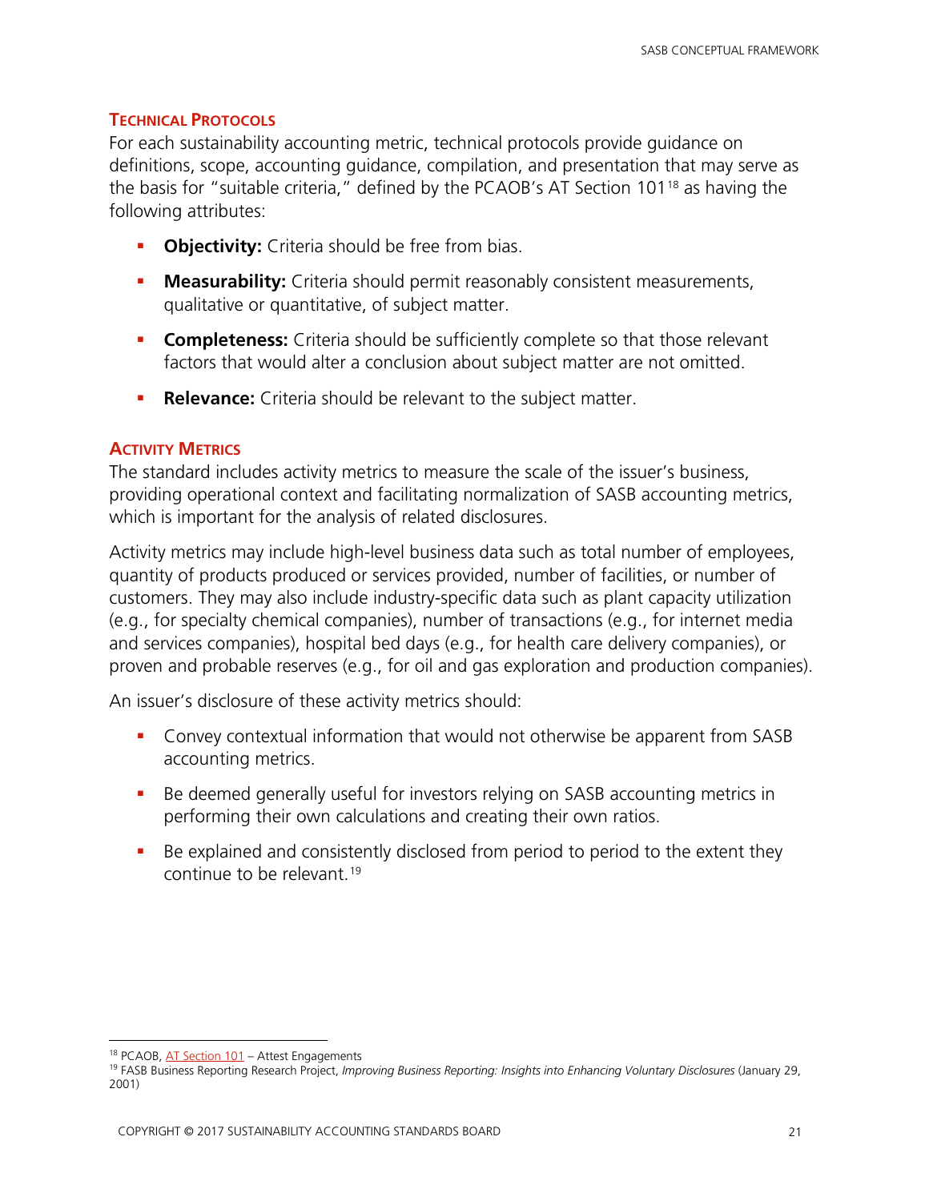### Technical Protocols

For each sustainability accounting metric, technical protocols provide guidance on definitions, scope, accounting guidance, compilation, and presentation that may serve as the basis for "suitable criteria," defined by the PCAOB's AT Section 101[18] as having the following attributes:

- **Objectivity:** Criteria should be free from bias.
- **Measurability:** Criteria should permit reasonably consistent measurements, qualitative or quantitative, of subject matter.
- **Completeness:** Criteria should be sufficiently complete so that those relevant factors that would alter a conclusion about subject matter are not omitted.
- **Relevance:** Criteria should be relevant to the subject matter.

### Activity Metrics

The standard includes activity metrics to measure the scale of the issuer's business, providing operational context and facilitating normalization of SASB accounting metrics, which is important for the analysis of related disclosures.

Activity metrics may include high-level business data such as total number of employees, quantity of products produced or services provided, number of facilities, or number of customers. They may also include industry-specific data such as plant capacity utilization (e.g., for specialty chemical companies), number of transactions (e.g., for internet media and services companies), hospital bed days (e.g., for health care delivery companies), or proven and probable reserves (e.g., for oil and gas exploration and production companies).

An issuer's disclosure of these activity metrics should:

- Convey contextual information that would not otherwise be apparent from SASB accounting metrics.
- Be deemed generally useful for investors relying on SASB accounting metrics in performing their own calculations and creating their own ratios.
- Be explained and consistently disclosed from period to period to the extent they continue to be relevant.[19]

---

[18] PCAOB, AT Section 101 – Attest Engagements

[19] FASB Business Reporting Research Project, *Improving Business Reporting: Insights into Enhancing Voluntary Disclosures* (January 29, 2001)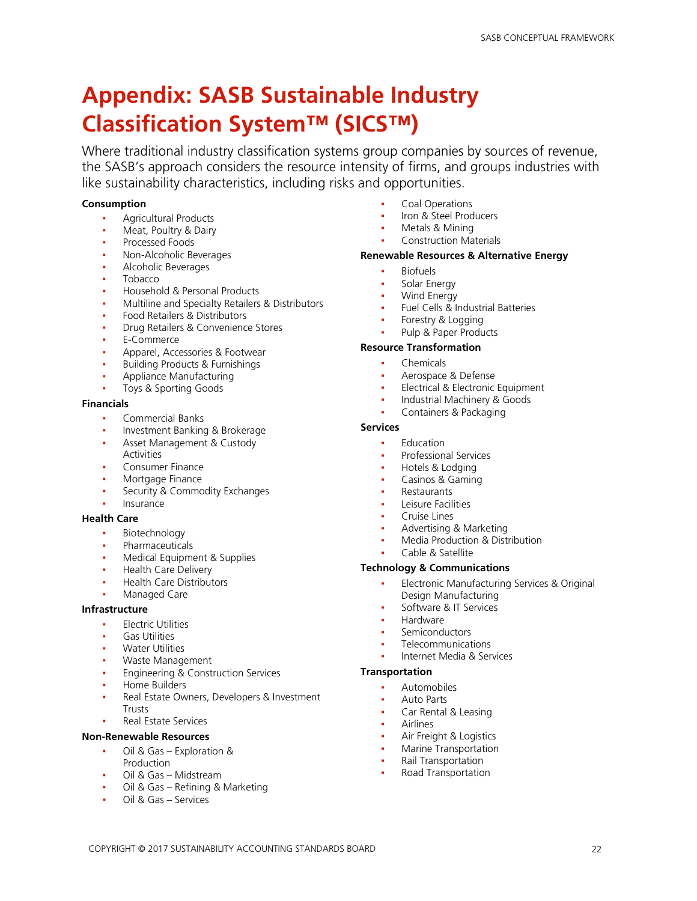# Appendix: SASB Sustainable Industry Classification System™ (SICS™)

Where traditional industry classification systems group companies by sources of revenue, the SASB's approach considers the resource intensity of firms, and groups industries with like sustainability characteristics, including risks and opportunities.

**Consumption**

- Agricultural Products
- Meat, Poultry & Dairy
- Processed Foods
- Non-Alcoholic Beverages
- Alcoholic Beverages
- Tobacco
- Household & Personal Products
- Multiline and Specialty Retailers & Distributors
- Food Retailers & Distributors
- Drug Retailers & Convenience Stores
- E-Commerce
- Apparel, Accessories & Footwear
- Building Products & Furnishings
- Appliance Manufacturing
- Toys & Sporting Goods

**Financials**

- Commercial Banks
- Investment Banking & Brokerage
- Asset Management & Custody Activities
- Consumer Finance
- Mortgage Finance
- Security & Commodity Exchanges
- Insurance

**Health Care**

- Biotechnology
- Pharmaceuticals
- Medical Equipment & Supplies
- Health Care Delivery
- Health Care Distributors
- Managed Care

**Infrastructure**

- Electric Utilities
- Gas Utilities
- Water Utilities
- Waste Management
- Engineering & Construction Services
- Home Builders
- Real Estate Owners, Developers & Investment Trusts
- Real Estate Services

**Non-Renewable Resources**

- Oil & Gas – Exploration & Production
- Oil & Gas – Midstream
- Oil & Gas – Refining & Marketing
- Oil & Gas – Services
- Coal Operations
- Iron & Steel Producers
- Metals & Mining
- Construction Materials

**Renewable Resources & Alternative Energy**

- Biofuels
- Solar Energy
- Wind Energy
- Fuel Cells & Industrial Batteries
- Forestry & Logging
- Pulp & Paper Products

**Resource Transformation**

- Chemicals
- Aerospace & Defense
- Electrical & Electronic Equipment
- Industrial Machinery & Goods
- Containers & Packaging

**Services**

- Education
- Professional Services
- Hotels & Lodging
- Casinos & Gaming
- Restaurants
- Leisure Facilities
- Cruise Lines
- Advertising & Marketing
- Media Production & Distribution
- Cable & Satellite

**Technology & Communications**

- Electronic Manufacturing Services & Original Design Manufacturing
- Software & IT Services
- Hardware
- Semiconductors
- Telecommunications
- Internet Media & Services

**Transportation**

- Automobiles
- Auto Parts
- Car Rental & Leasing
- Airlines
- Air Freight & Logistics
- Marine Transportation
- Rail Transportation
- Road Transportation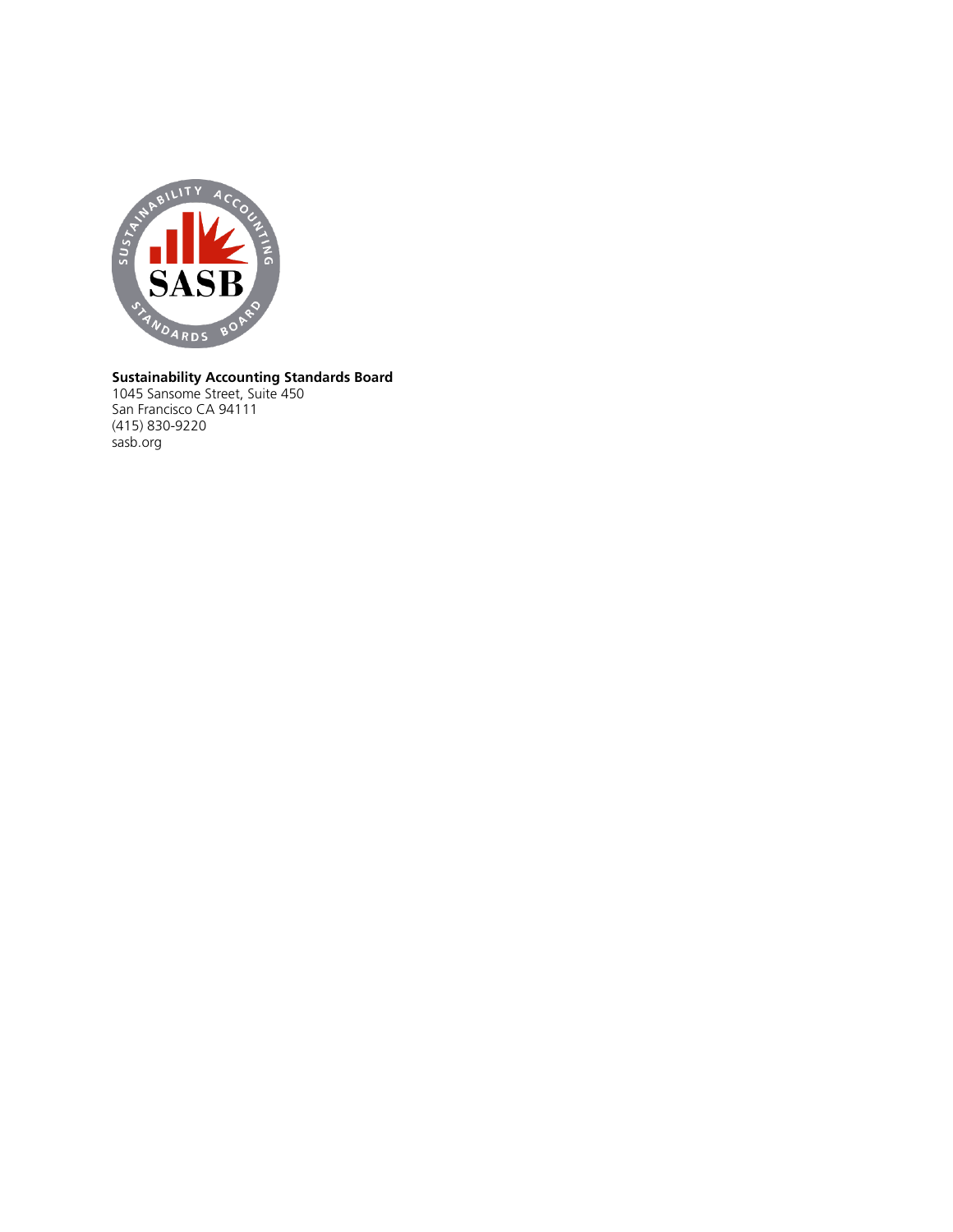**Sustainability Accounting Standards Board**
1045 Sansome Street, Suite 450
San Francisco CA 94111
(415) 830-9220
sasb.org